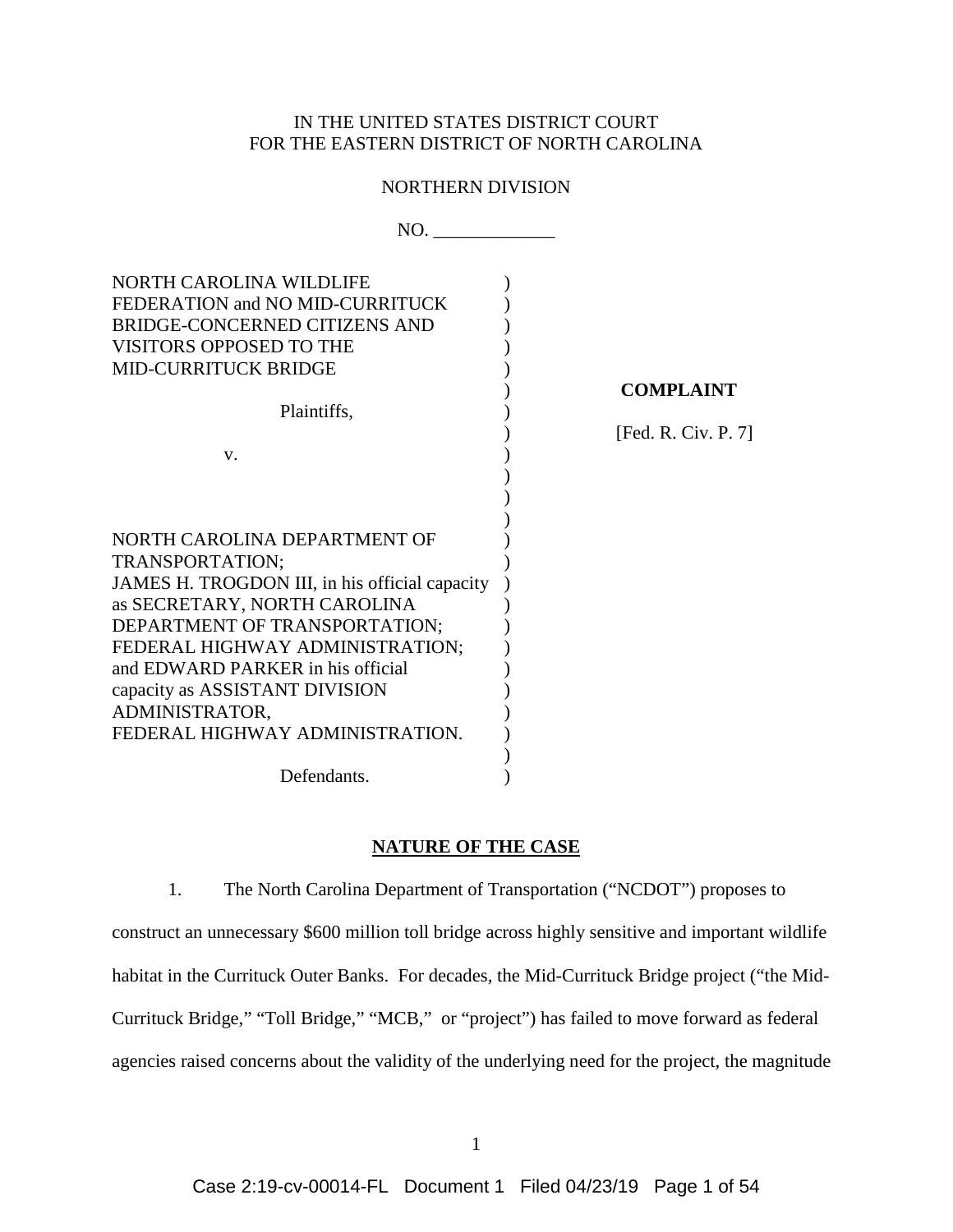IN THE UNITED STATES DISTRICT COURT
FOR THE EASTERN DISTRICT OF NORTH CAROLINA

NORTHERN DIVISION

NO. _____________

NORTH CAROLINA WILDLIFE FEDERATION and NO MID-CURRITUCK BRIDGE-CONCERNED CITIZENS AND VISITORS OPPOSED TO THE MID-CURRITUCK BRIDGE

Plaintiffs,

v.

NORTH CAROLINA DEPARTMENT OF TRANSPORTATION; JAMES H. TROGDON III, in his official capacity as SECRETARY, NORTH CAROLINA DEPARTMENT OF TRANSPORTATION; FEDERAL HIGHWAY ADMINISTRATION; and EDWARD PARKER in his official capacity as ASSISTANT DIVISION ADMINISTRATOR, FEDERAL HIGHWAY ADMINISTRATION.

Defendants.

**COMPLAINT**

[Fed. R. Civ. P. 7]

## NATURE OF THE CASE

1. The North Carolina Department of Transportation ("NCDOT") proposes to construct an unnecessary $600 million toll bridge across highly sensitive and important wildlife habitat in the Currituck Outer Banks. For decades, the Mid-Currituck Bridge project ("the Mid-Currituck Bridge," "Toll Bridge," "MCB," or "project") has failed to move forward as federal agencies raised concerns about the validity of the underlying need for the project, the magnitude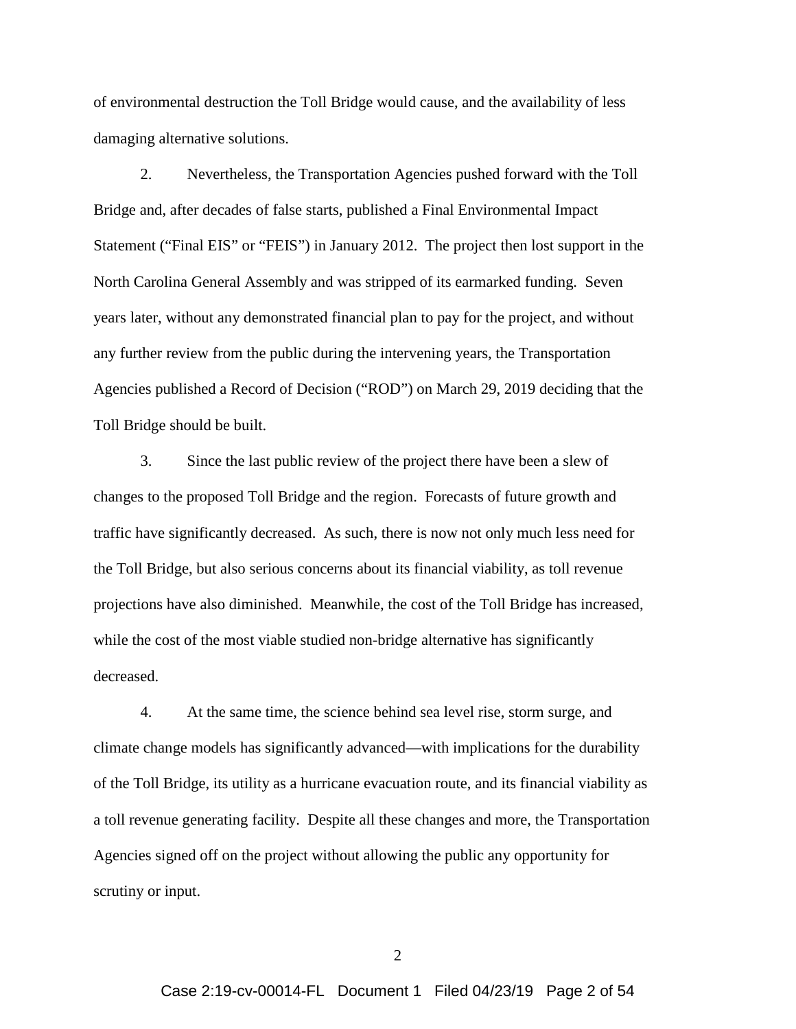of environmental destruction the Toll Bridge would cause, and the availability of less damaging alternative solutions.

2. Nevertheless, the Transportation Agencies pushed forward with the Toll Bridge and, after decades of false starts, published a Final Environmental Impact Statement ("Final EIS" or "FEIS") in January 2012. The project then lost support in the North Carolina General Assembly and was stripped of its earmarked funding. Seven years later, without any demonstrated financial plan to pay for the project, and without any further review from the public during the intervening years, the Transportation Agencies published a Record of Decision ("ROD") on March 29, 2019 deciding that the Toll Bridge should be built.

3. Since the last public review of the project there have been a slew of changes to the proposed Toll Bridge and the region. Forecasts of future growth and traffic have significantly decreased. As such, there is now not only much less need for the Toll Bridge, but also serious concerns about its financial viability, as toll revenue projections have also diminished. Meanwhile, the cost of the Toll Bridge has increased, while the cost of the most viable studied non-bridge alternative has significantly decreased.

4. At the same time, the science behind sea level rise, storm surge, and climate change models has significantly advanced—with implications for the durability of the Toll Bridge, its utility as a hurricane evacuation route, and its financial viability as a toll revenue generating facility. Despite all these changes and more, the Transportation Agencies signed off on the project without allowing the public any opportunity for scrutiny or input.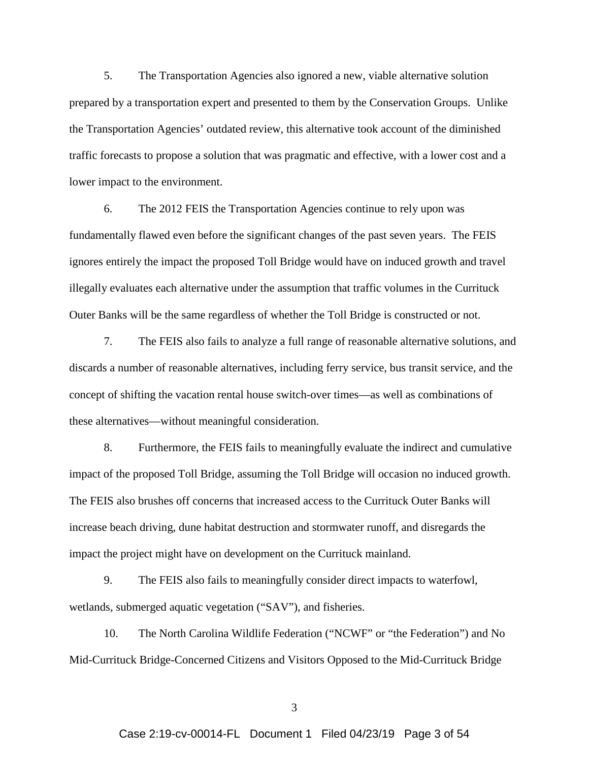5. The Transportation Agencies also ignored a new, viable alternative solution prepared by a transportation expert and presented to them by the Conservation Groups. Unlike the Transportation Agencies' outdated review, this alternative took account of the diminished traffic forecasts to propose a solution that was pragmatic and effective, with a lower cost and a lower impact to the environment.

6. The 2012 FEIS the Transportation Agencies continue to rely upon was fundamentally flawed even before the significant changes of the past seven years. The FEIS ignores entirely the impact the proposed Toll Bridge would have on induced growth and travel illegally evaluates each alternative under the assumption that traffic volumes in the Currituck Outer Banks will be the same regardless of whether the Toll Bridge is constructed or not.

7. The FEIS also fails to analyze a full range of reasonable alternative solutions, and discards a number of reasonable alternatives, including ferry service, bus transit service, and the concept of shifting the vacation rental house switch-over times—as well as combinations of these alternatives—without meaningful consideration.

8. Furthermore, the FEIS fails to meaningfully evaluate the indirect and cumulative impact of the proposed Toll Bridge, assuming the Toll Bridge will occasion no induced growth. The FEIS also brushes off concerns that increased access to the Currituck Outer Banks will increase beach driving, dune habitat destruction and stormwater runoff, and disregards the impact the project might have on development on the Currituck mainland.

9. The FEIS also fails to meaningfully consider direct impacts to waterfowl, wetlands, submerged aquatic vegetation ("SAV"), and fisheries.

10. The North Carolina Wildlife Federation ("NCWF" or "the Federation") and No Mid-Currituck Bridge-Concerned Citizens and Visitors Opposed to the Mid-Currituck Bridge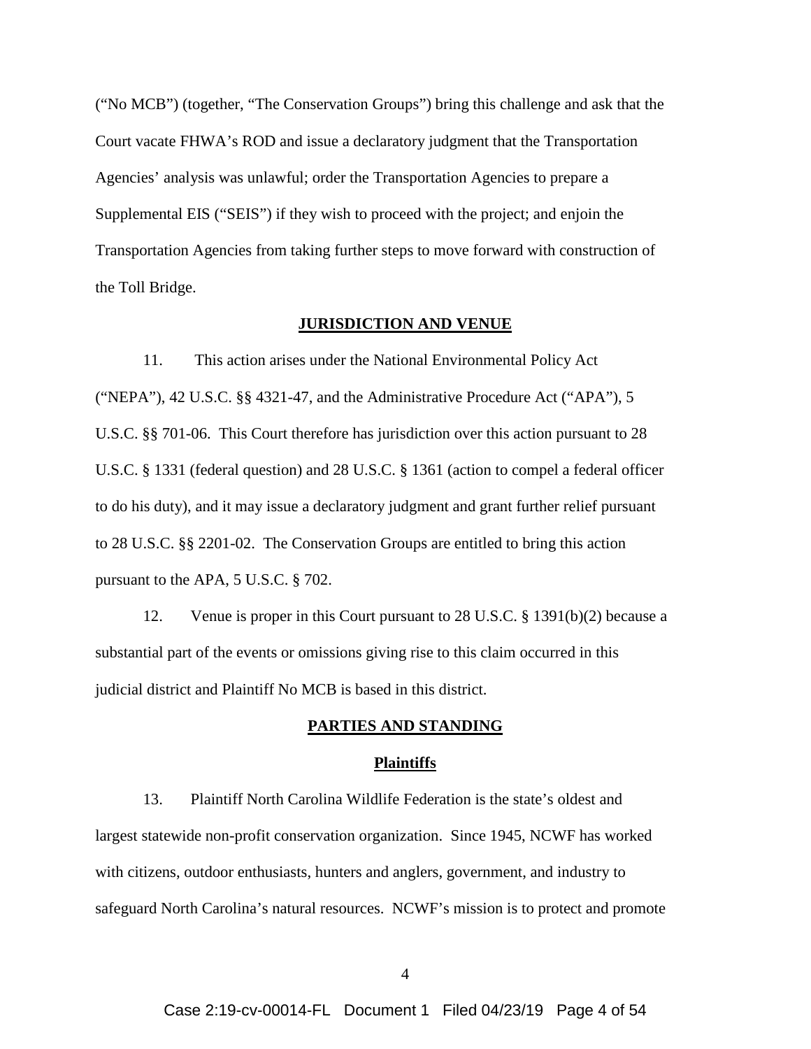("No MCB") (together, "The Conservation Groups") bring this challenge and ask that the Court vacate FHWA's ROD and issue a declaratory judgment that the Transportation Agencies' analysis was unlawful; order the Transportation Agencies to prepare a Supplemental EIS ("SEIS") if they wish to proceed with the project; and enjoin the Transportation Agencies from taking further steps to move forward with construction of the Toll Bridge.

## JURISDICTION AND VENUE

11. This action arises under the National Environmental Policy Act ("NEPA"), 42 U.S.C. §§ 4321-47, and the Administrative Procedure Act ("APA"), 5 U.S.C. §§ 701-06. This Court therefore has jurisdiction over this action pursuant to 28 U.S.C. § 1331 (federal question) and 28 U.S.C. § 1361 (action to compel a federal officer to do his duty), and it may issue a declaratory judgment and grant further relief pursuant to 28 U.S.C. §§ 2201-02. The Conservation Groups are entitled to bring this action pursuant to the APA, 5 U.S.C. § 702.

12. Venue is proper in this Court pursuant to 28 U.S.C. § 1391(b)(2) because a substantial part of the events or omissions giving rise to this claim occurred in this judicial district and Plaintiff No MCB is based in this district.

## PARTIES AND STANDING

### Plaintiffs

13. Plaintiff North Carolina Wildlife Federation is the state's oldest and largest statewide non-profit conservation organization. Since 1945, NCWF has worked with citizens, outdoor enthusiasts, hunters and anglers, government, and industry to safeguard North Carolina's natural resources. NCWF's mission is to protect and promote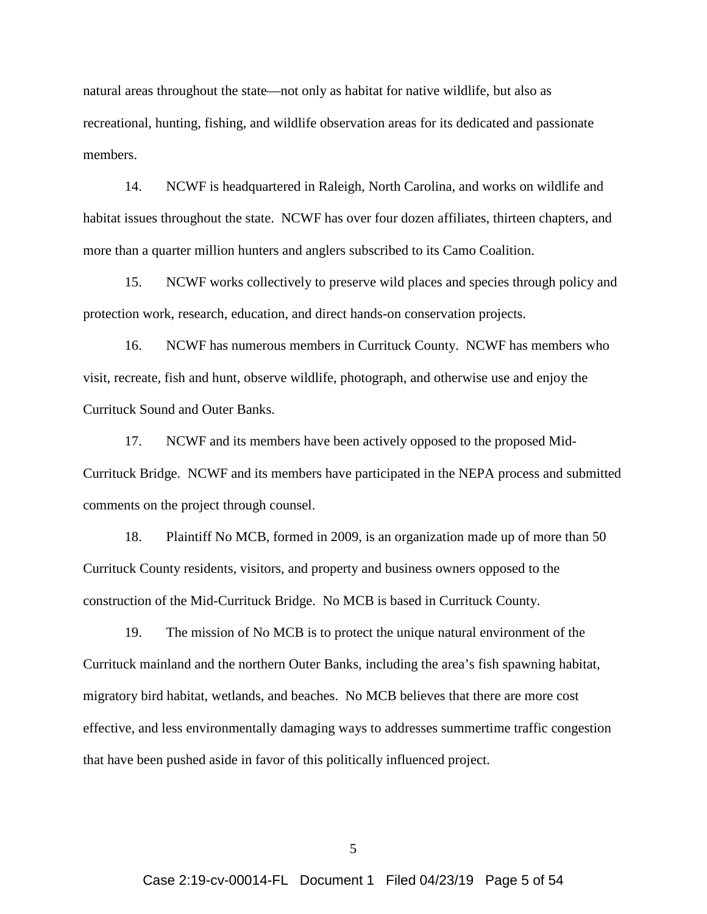natural areas throughout the state—not only as habitat for native wildlife, but also as recreational, hunting, fishing, and wildlife observation areas for its dedicated and passionate members.

14. NCWF is headquartered in Raleigh, North Carolina, and works on wildlife and habitat issues throughout the state. NCWF has over four dozen affiliates, thirteen chapters, and more than a quarter million hunters and anglers subscribed to its Camo Coalition.

15. NCWF works collectively to preserve wild places and species through policy and protection work, research, education, and direct hands-on conservation projects.

16. NCWF has numerous members in Currituck County. NCWF has members who visit, recreate, fish and hunt, observe wildlife, photograph, and otherwise use and enjoy the Currituck Sound and Outer Banks.

17. NCWF and its members have been actively opposed to the proposed Mid-Currituck Bridge. NCWF and its members have participated in the NEPA process and submitted comments on the project through counsel.

18. Plaintiff No MCB, formed in 2009, is an organization made up of more than 50 Currituck County residents, visitors, and property and business owners opposed to the construction of the Mid-Currituck Bridge. No MCB is based in Currituck County.

19. The mission of No MCB is to protect the unique natural environment of the Currituck mainland and the northern Outer Banks, including the area's fish spawning habitat, migratory bird habitat, wetlands, and beaches. No MCB believes that there are more cost effective, and less environmentally damaging ways to addresses summertime traffic congestion that have been pushed aside in favor of this politically influenced project.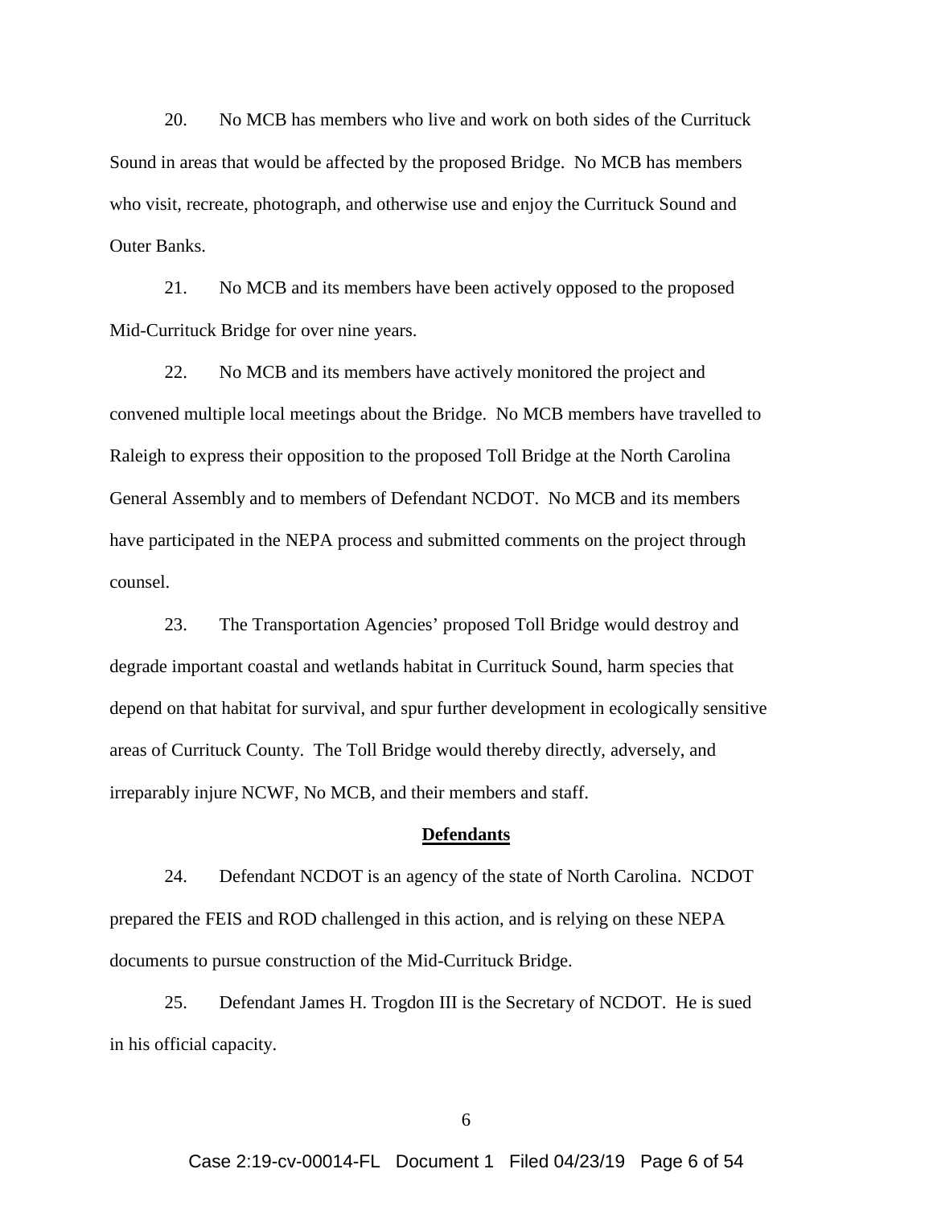20. No MCB has members who live and work on both sides of the Currituck Sound in areas that would be affected by the proposed Bridge. No MCB has members who visit, recreate, photograph, and otherwise use and enjoy the Currituck Sound and Outer Banks.

21. No MCB and its members have been actively opposed to the proposed Mid-Currituck Bridge for over nine years.

22. No MCB and its members have actively monitored the project and convened multiple local meetings about the Bridge. No MCB members have travelled to Raleigh to express their opposition to the proposed Toll Bridge at the North Carolina General Assembly and to members of Defendant NCDOT. No MCB and its members have participated in the NEPA process and submitted comments on the project through counsel.

23. The Transportation Agencies' proposed Toll Bridge would destroy and degrade important coastal and wetlands habitat in Currituck Sound, harm species that depend on that habitat for survival, and spur further development in ecologically sensitive areas of Currituck County. The Toll Bridge would thereby directly, adversely, and irreparably injure NCWF, No MCB, and their members and staff.

## Defendants

24. Defendant NCDOT is an agency of the state of North Carolina. NCDOT prepared the FEIS and ROD challenged in this action, and is relying on these NEPA documents to pursue construction of the Mid-Currituck Bridge.

25. Defendant James H. Trogdon III is the Secretary of NCDOT. He is sued in his official capacity.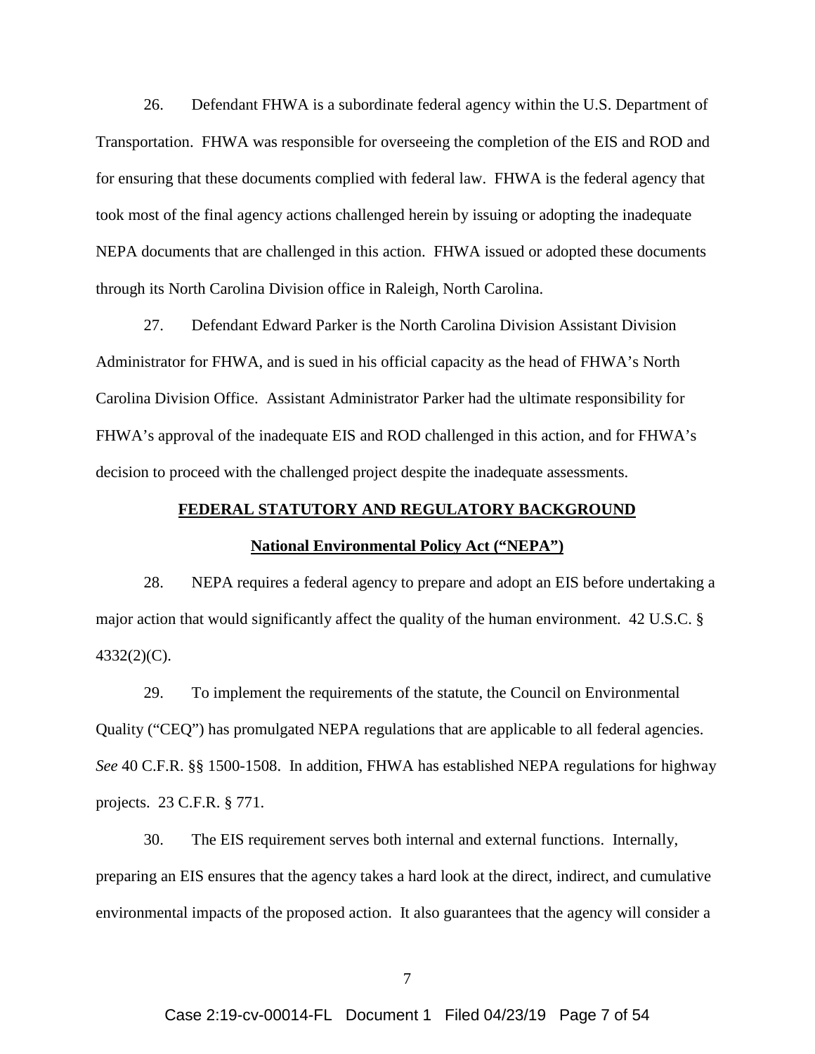26. Defendant FHWA is a subordinate federal agency within the U.S. Department of Transportation. FHWA was responsible for overseeing the completion of the EIS and ROD and for ensuring that these documents complied with federal law. FHWA is the federal agency that took most of the final agency actions challenged herein by issuing or adopting the inadequate NEPA documents that are challenged in this action. FHWA issued or adopted these documents through its North Carolina Division office in Raleigh, North Carolina.

27. Defendant Edward Parker is the North Carolina Division Assistant Division Administrator for FHWA, and is sued in his official capacity as the head of FHWA's North Carolina Division Office. Assistant Administrator Parker had the ultimate responsibility for FHWA's approval of the inadequate EIS and ROD challenged in this action, and for FHWA's decision to proceed with the challenged project despite the inadequate assessments.

## FEDERAL STATUTORY AND REGULATORY BACKGROUND

### National Environmental Policy Act ("NEPA")

28. NEPA requires a federal agency to prepare and adopt an EIS before undertaking a major action that would significantly affect the quality of the human environment. 42 U.S.C. § 4332(2)(C).

29. To implement the requirements of the statute, the Council on Environmental Quality ("CEQ") has promulgated NEPA regulations that are applicable to all federal agencies. *See* 40 C.F.R. §§ 1500-1508. In addition, FHWA has established NEPA regulations for highway projects. 23 C.F.R. § 771.

30. The EIS requirement serves both internal and external functions. Internally, preparing an EIS ensures that the agency takes a hard look at the direct, indirect, and cumulative environmental impacts of the proposed action. It also guarantees that the agency will consider a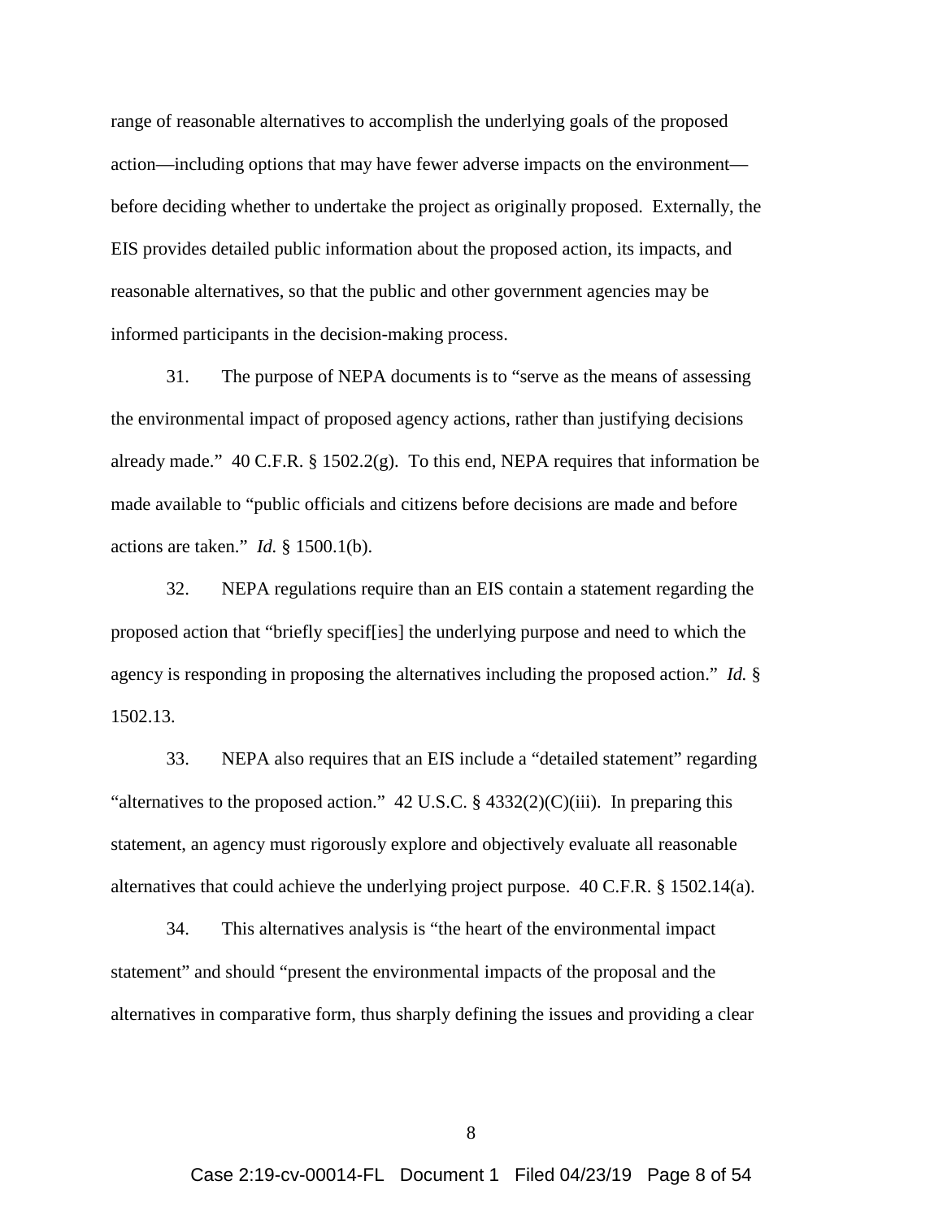range of reasonable alternatives to accomplish the underlying goals of the proposed action—including options that may have fewer adverse impacts on the environment—before deciding whether to undertake the project as originally proposed. Externally, the EIS provides detailed public information about the proposed action, its impacts, and reasonable alternatives, so that the public and other government agencies may be informed participants in the decision-making process.

31. The purpose of NEPA documents is to "serve as the means of assessing the environmental impact of proposed agency actions, rather than justifying decisions already made." 40 C.F.R. § 1502.2(g). To this end, NEPA requires that information be made available to "public officials and citizens before decisions are made and before actions are taken." *Id.* § 1500.1(b).

32. NEPA regulations require than an EIS contain a statement regarding the proposed action that "briefly specif[ies] the underlying purpose and need to which the agency is responding in proposing the alternatives including the proposed action." *Id.* § 1502.13.

33. NEPA also requires that an EIS include a "detailed statement" regarding "alternatives to the proposed action." 42 U.S.C. § 4332(2)(C)(iii). In preparing this statement, an agency must rigorously explore and objectively evaluate all reasonable alternatives that could achieve the underlying project purpose. 40 C.F.R. § 1502.14(a).

34. This alternatives analysis is "the heart of the environmental impact statement" and should "present the environmental impacts of the proposal and the alternatives in comparative form, thus sharply defining the issues and providing a clear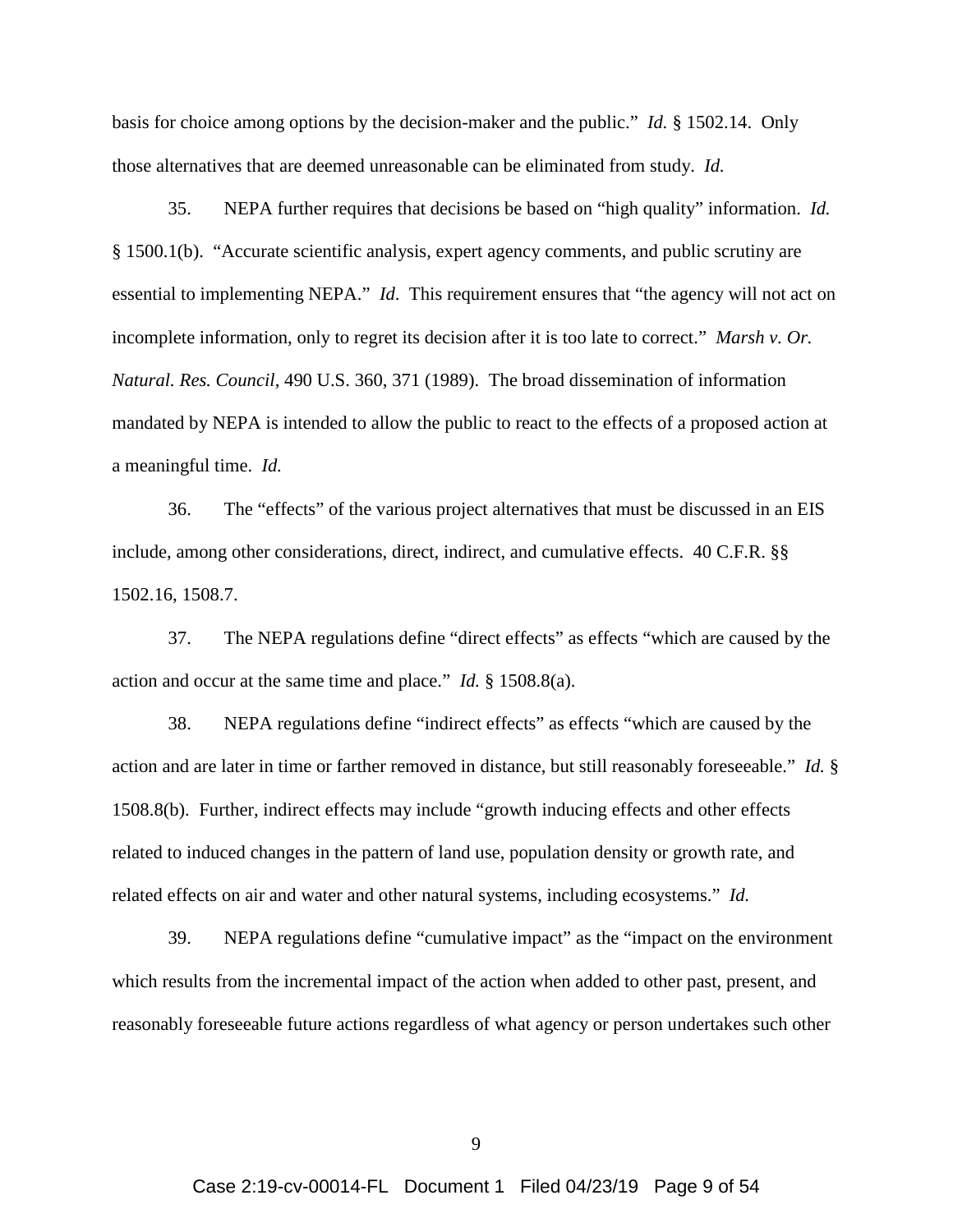basis for choice among options by the decision-maker and the public." *Id.* § 1502.14. Only those alternatives that are deemed unreasonable can be eliminated from study. *Id.*

35. NEPA further requires that decisions be based on "high quality" information. *Id.* § 1500.1(b). "Accurate scientific analysis, expert agency comments, and public scrutiny are essential to implementing NEPA." *Id*. This requirement ensures that "the agency will not act on incomplete information, only to regret its decision after it is too late to correct." *Marsh v. Or. Natural. Res. Council*, 490 U.S. 360, 371 (1989). The broad dissemination of information mandated by NEPA is intended to allow the public to react to the effects of a proposed action at a meaningful time. *Id.*

36. The "effects" of the various project alternatives that must be discussed in an EIS include, among other considerations, direct, indirect, and cumulative effects. 40 C.F.R. §§ 1502.16, 1508.7.

37. The NEPA regulations define "direct effects" as effects "which are caused by the action and occur at the same time and place." *Id.* § 1508.8(a).

38. NEPA regulations define "indirect effects" as effects "which are caused by the action and are later in time or farther removed in distance, but still reasonably foreseeable." *Id.* § 1508.8(b). Further, indirect effects may include "growth inducing effects and other effects related to induced changes in the pattern of land use, population density or growth rate, and related effects on air and water and other natural systems, including ecosystems." *Id.*

39. NEPA regulations define "cumulative impact" as the "impact on the environment which results from the incremental impact of the action when added to other past, present, and reasonably foreseeable future actions regardless of what agency or person undertakes such other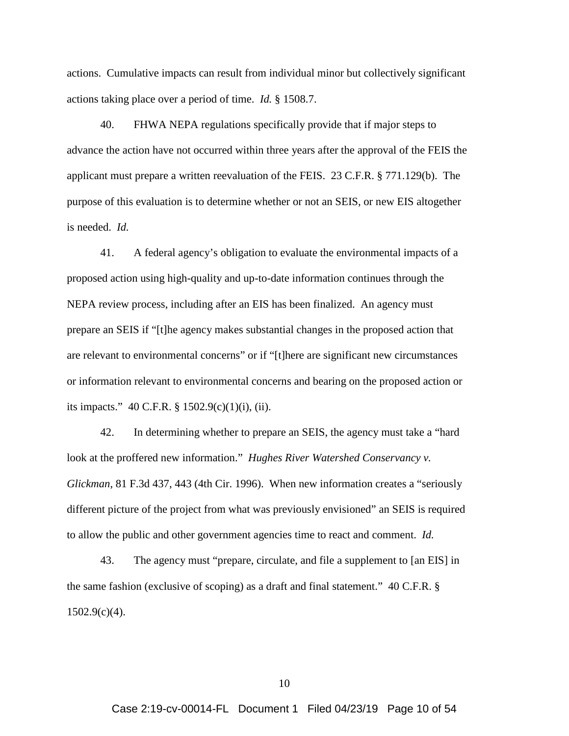actions. Cumulative impacts can result from individual minor but collectively significant actions taking place over a period of time. *Id.* § 1508.7.

40. FHWA NEPA regulations specifically provide that if major steps to advance the action have not occurred within three years after the approval of the FEIS the applicant must prepare a written reevaluation of the FEIS. 23 C.F.R. § 771.129(b). The purpose of this evaluation is to determine whether or not an SEIS, or new EIS altogether is needed. *Id.*

41. A federal agency's obligation to evaluate the environmental impacts of a proposed action using high-quality and up-to-date information continues through the NEPA review process, including after an EIS has been finalized. An agency must prepare an SEIS if "[t]he agency makes substantial changes in the proposed action that are relevant to environmental concerns" or if "[t]here are significant new circumstances or information relevant to environmental concerns and bearing on the proposed action or its impacts." 40 C.F.R. § 1502.9(c)(1)(i), (ii).

42. In determining whether to prepare an SEIS, the agency must take a "hard look at the proffered new information." *Hughes River Watershed Conservancy v. Glickman*, 81 F.3d 437, 443 (4th Cir. 1996). When new information creates a "seriously different picture of the project from what was previously envisioned" an SEIS is required to allow the public and other government agencies time to react and comment. *Id.*

43. The agency must "prepare, circulate, and file a supplement to [an EIS] in the same fashion (exclusive of scoping) as a draft and final statement." 40 C.F.R. § 1502.9(c)(4).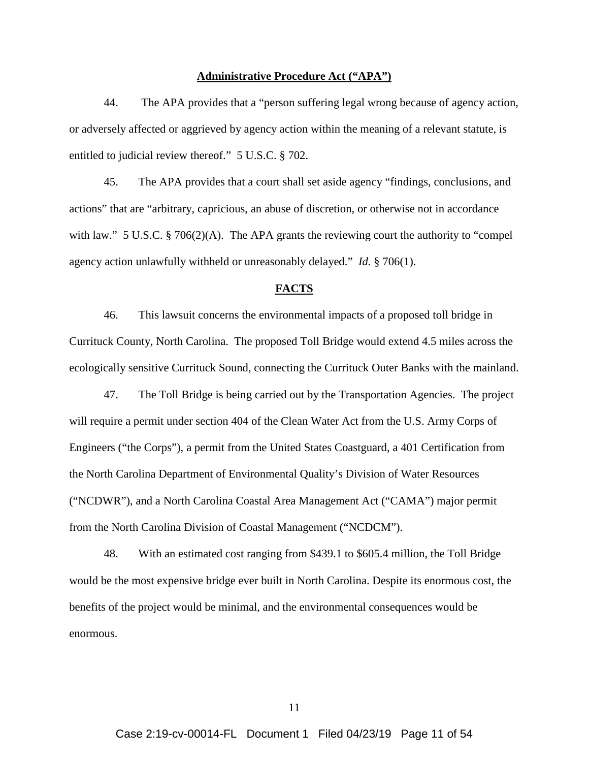**Administrative Procedure Act ("APA")**

44. The APA provides that a "person suffering legal wrong because of agency action, or adversely affected or aggrieved by agency action within the meaning of a relevant statute, is entitled to judicial review thereof." 5 U.S.C. § 702.

45. The APA provides that a court shall set aside agency "findings, conclusions, and actions" that are "arbitrary, capricious, an abuse of discretion, or otherwise not in accordance with law." 5 U.S.C. § 706(2)(A). The APA grants the reviewing court the authority to "compel agency action unlawfully withheld or unreasonably delayed." *Id.* § 706(1).

**FACTS**

46. This lawsuit concerns the environmental impacts of a proposed toll bridge in Currituck County, North Carolina. The proposed Toll Bridge would extend 4.5 miles across the ecologically sensitive Currituck Sound, connecting the Currituck Outer Banks with the mainland.

47. The Toll Bridge is being carried out by the Transportation Agencies. The project will require a permit under section 404 of the Clean Water Act from the U.S. Army Corps of Engineers ("the Corps"), a permit from the United States Coastguard, a 401 Certification from the North Carolina Department of Environmental Quality's Division of Water Resources ("NCDWR"), and a North Carolina Coastal Area Management Act ("CAMA") major permit from the North Carolina Division of Coastal Management ("NCDCM").

48. With an estimated cost ranging from $439.1 to $605.4 million, the Toll Bridge would be the most expensive bridge ever built in North Carolina. Despite its enormous cost, the benefits of the project would be minimal, and the environmental consequences would be enormous.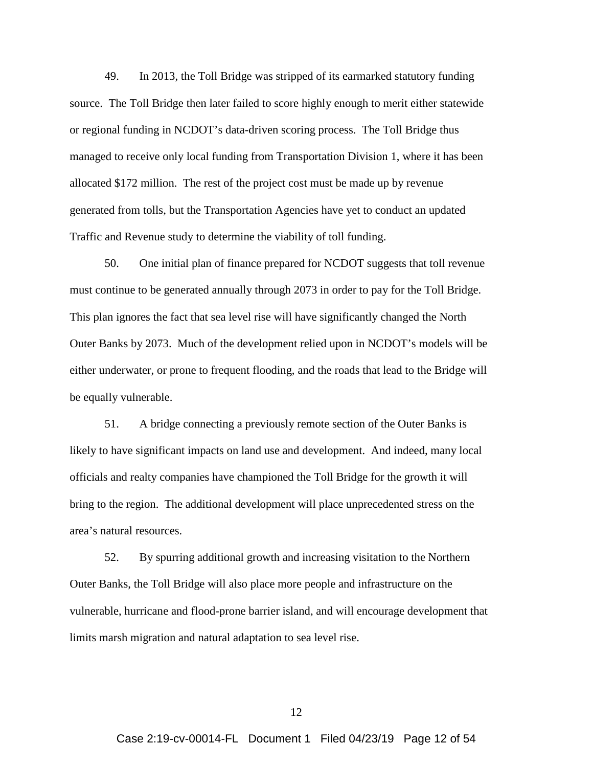49. In 2013, the Toll Bridge was stripped of its earmarked statutory funding source. The Toll Bridge then later failed to score highly enough to merit either statewide or regional funding in NCDOT's data-driven scoring process. The Toll Bridge thus managed to receive only local funding from Transportation Division 1, where it has been allocated $172 million. The rest of the project cost must be made up by revenue generated from tolls, but the Transportation Agencies have yet to conduct an updated Traffic and Revenue study to determine the viability of toll funding.

50. One initial plan of finance prepared for NCDOT suggests that toll revenue must continue to be generated annually through 2073 in order to pay for the Toll Bridge. This plan ignores the fact that sea level rise will have significantly changed the North Outer Banks by 2073. Much of the development relied upon in NCDOT's models will be either underwater, or prone to frequent flooding, and the roads that lead to the Bridge will be equally vulnerable.

51. A bridge connecting a previously remote section of the Outer Banks is likely to have significant impacts on land use and development. And indeed, many local officials and realty companies have championed the Toll Bridge for the growth it will bring to the region. The additional development will place unprecedented stress on the area's natural resources.

52. By spurring additional growth and increasing visitation to the Northern Outer Banks, the Toll Bridge will also place more people and infrastructure on the vulnerable, hurricane and flood-prone barrier island, and will encourage development that limits marsh migration and natural adaptation to sea level rise.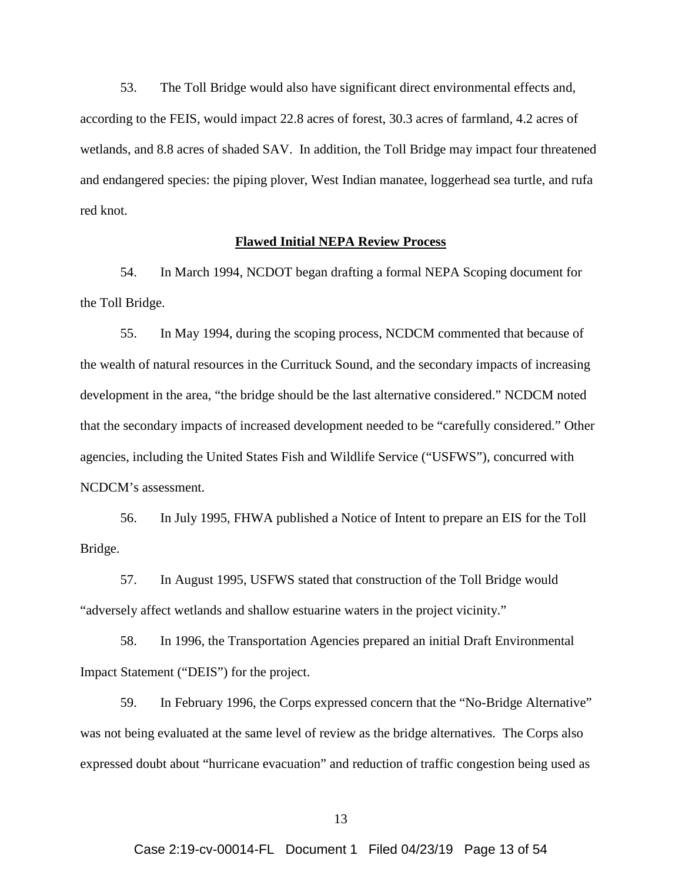53. The Toll Bridge would also have significant direct environmental effects and, according to the FEIS, would impact 22.8 acres of forest, 30.3 acres of farmland, 4.2 acres of wetlands, and 8.8 acres of shaded SAV. In addition, the Toll Bridge may impact four threatened and endangered species: the piping plover, West Indian manatee, loggerhead sea turtle, and rufa red knot.

## Flawed Initial NEPA Review Process

54. In March 1994, NCDOT began drafting a formal NEPA Scoping document for the Toll Bridge.

55. In May 1994, during the scoping process, NCDCM commented that because of the wealth of natural resources in the Currituck Sound, and the secondary impacts of increasing development in the area, "the bridge should be the last alternative considered." NCDCM noted that the secondary impacts of increased development needed to be "carefully considered." Other agencies, including the United States Fish and Wildlife Service ("USFWS"), concurred with NCDCM's assessment.

56. In July 1995, FHWA published a Notice of Intent to prepare an EIS for the Toll Bridge.

57. In August 1995, USFWS stated that construction of the Toll Bridge would "adversely affect wetlands and shallow estuarine waters in the project vicinity."

58. In 1996, the Transportation Agencies prepared an initial Draft Environmental Impact Statement ("DEIS") for the project.

59. In February 1996, the Corps expressed concern that the "No-Bridge Alternative" was not being evaluated at the same level of review as the bridge alternatives. The Corps also expressed doubt about "hurricane evacuation" and reduction of traffic congestion being used as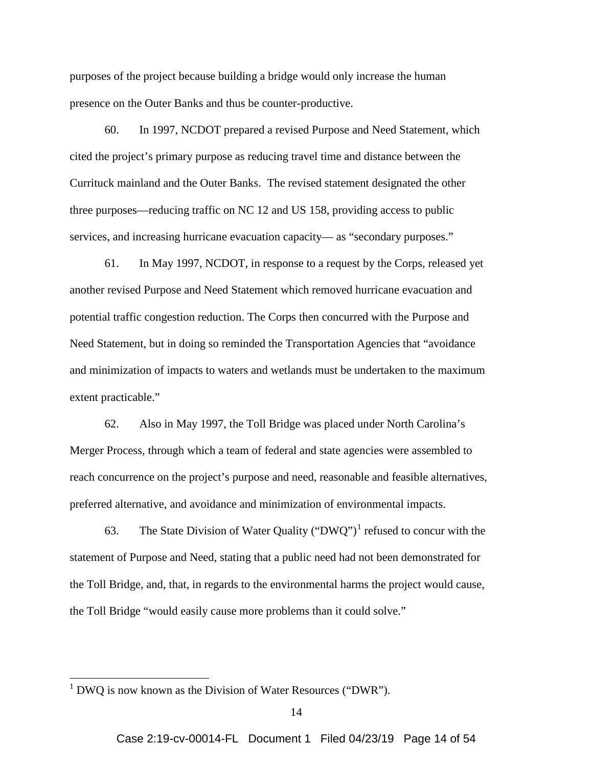purposes of the project because building a bridge would only increase the human presence on the Outer Banks and thus be counter-productive.

60. In 1997, NCDOT prepared a revised Purpose and Need Statement, which cited the project's primary purpose as reducing travel time and distance between the Currituck mainland and the Outer Banks. The revised statement designated the other three purposes—reducing traffic on NC 12 and US 158, providing access to public services, and increasing hurricane evacuation capacity— as "secondary purposes."

61. In May 1997, NCDOT, in response to a request by the Corps, released yet another revised Purpose and Need Statement which removed hurricane evacuation and potential traffic congestion reduction. The Corps then concurred with the Purpose and Need Statement, but in doing so reminded the Transportation Agencies that "avoidance and minimization of impacts to waters and wetlands must be undertaken to the maximum extent practicable."

62. Also in May 1997, the Toll Bridge was placed under North Carolina's Merger Process, through which a team of federal and state agencies were assembled to reach concurrence on the project's purpose and need, reasonable and feasible alternatives, preferred alternative, and avoidance and minimization of environmental impacts.

63. The State Division of Water Quality ("DWQ")[1] refused to concur with the statement of Purpose and Need, stating that a public need had not been demonstrated for the Toll Bridge, and, that, in regards to the environmental harms the project would cause, the Toll Bridge "would easily cause more problems than it could solve."

---

[1] DWQ is now known as the Division of Water Resources ("DWR").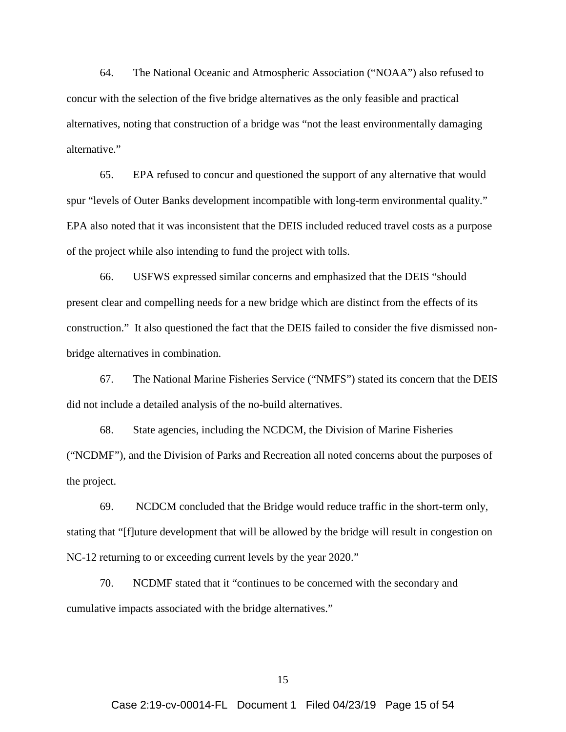64. The National Oceanic and Atmospheric Association ("NOAA") also refused to concur with the selection of the five bridge alternatives as the only feasible and practical alternatives, noting that construction of a bridge was "not the least environmentally damaging alternative."

65. EPA refused to concur and questioned the support of any alternative that would spur "levels of Outer Banks development incompatible with long-term environmental quality." EPA also noted that it was inconsistent that the DEIS included reduced travel costs as a purpose of the project while also intending to fund the project with tolls.

66. USFWS expressed similar concerns and emphasized that the DEIS "should present clear and compelling needs for a new bridge which are distinct from the effects of its construction." It also questioned the fact that the DEIS failed to consider the five dismissed non-bridge alternatives in combination.

67. The National Marine Fisheries Service ("NMFS") stated its concern that the DEIS did not include a detailed analysis of the no-build alternatives.

68. State agencies, including the NCDCM, the Division of Marine Fisheries ("NCDMF"), and the Division of Parks and Recreation all noted concerns about the purposes of the project.

69. NCDCM concluded that the Bridge would reduce traffic in the short-term only, stating that "[f]uture development that will be allowed by the bridge will result in congestion on NC-12 returning to or exceeding current levels by the year 2020."

70. NCDMF stated that it "continues to be concerned with the secondary and cumulative impacts associated with the bridge alternatives."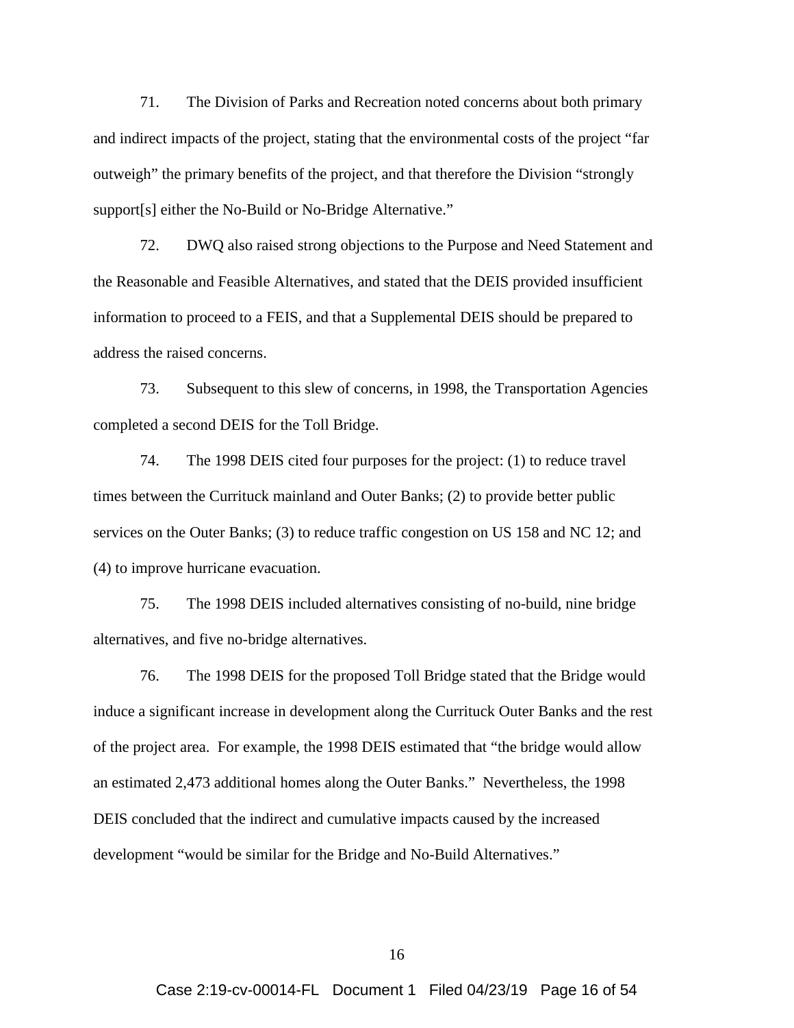71. The Division of Parks and Recreation noted concerns about both primary and indirect impacts of the project, stating that the environmental costs of the project "far outweigh" the primary benefits of the project, and that therefore the Division "strongly support[s] either the No-Build or No-Bridge Alternative."

72. DWQ also raised strong objections to the Purpose and Need Statement and the Reasonable and Feasible Alternatives, and stated that the DEIS provided insufficient information to proceed to a FEIS, and that a Supplemental DEIS should be prepared to address the raised concerns.

73. Subsequent to this slew of concerns, in 1998, the Transportation Agencies completed a second DEIS for the Toll Bridge.

74. The 1998 DEIS cited four purposes for the project: (1) to reduce travel times between the Currituck mainland and Outer Banks; (2) to provide better public services on the Outer Banks; (3) to reduce traffic congestion on US 158 and NC 12; and (4) to improve hurricane evacuation.

75. The 1998 DEIS included alternatives consisting of no-build, nine bridge alternatives, and five no-bridge alternatives.

76. The 1998 DEIS for the proposed Toll Bridge stated that the Bridge would induce a significant increase in development along the Currituck Outer Banks and the rest of the project area. For example, the 1998 DEIS estimated that "the bridge would allow an estimated 2,473 additional homes along the Outer Banks." Nevertheless, the 1998 DEIS concluded that the indirect and cumulative impacts caused by the increased development "would be similar for the Bridge and No-Build Alternatives."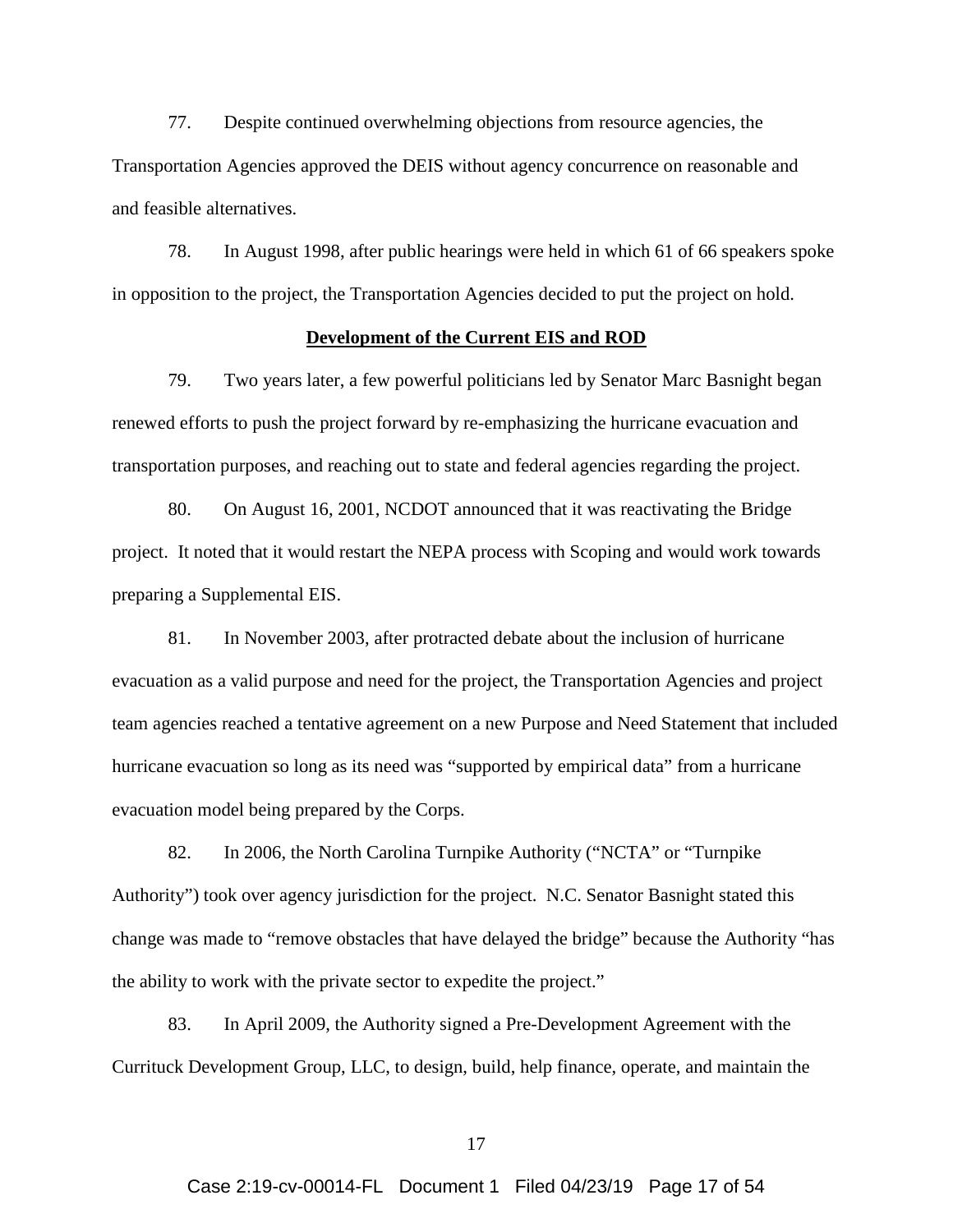77. Despite continued overwhelming objections from resource agencies, the Transportation Agencies approved the DEIS without agency concurrence on reasonable and and feasible alternatives.

78. In August 1998, after public hearings were held in which 61 of 66 speakers spoke in opposition to the project, the Transportation Agencies decided to put the project on hold.

**Development of the Current EIS and ROD**

79. Two years later, a few powerful politicians led by Senator Marc Basnight began renewed efforts to push the project forward by re-emphasizing the hurricane evacuation and transportation purposes, and reaching out to state and federal agencies regarding the project.

80. On August 16, 2001, NCDOT announced that it was reactivating the Bridge project. It noted that it would restart the NEPA process with Scoping and would work towards preparing a Supplemental EIS.

81. In November 2003, after protracted debate about the inclusion of hurricane evacuation as a valid purpose and need for the project, the Transportation Agencies and project team agencies reached a tentative agreement on a new Purpose and Need Statement that included hurricane evacuation so long as its need was "supported by empirical data" from a hurricane evacuation model being prepared by the Corps.

82. In 2006, the North Carolina Turnpike Authority ("NCTA" or "Turnpike Authority") took over agency jurisdiction for the project. N.C. Senator Basnight stated this change was made to "remove obstacles that have delayed the bridge" because the Authority "has the ability to work with the private sector to expedite the project."

83. In April 2009, the Authority signed a Pre-Development Agreement with the Currituck Development Group, LLC, to design, build, help finance, operate, and maintain the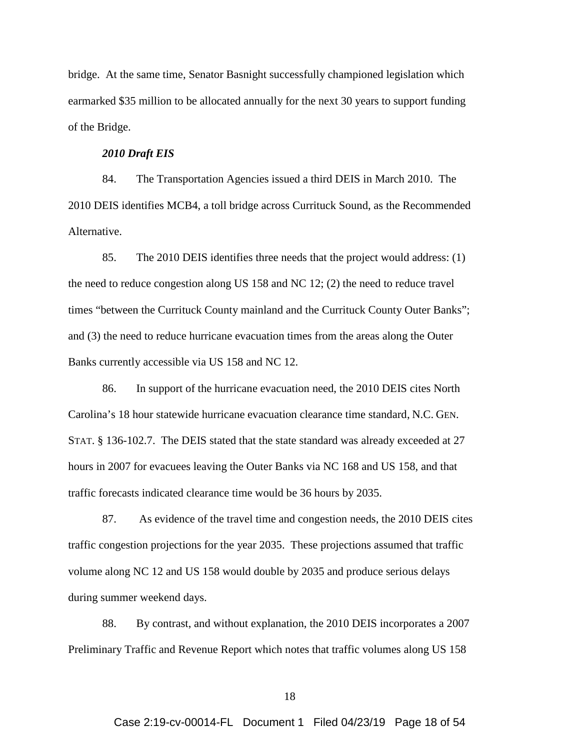bridge. At the same time, Senator Basnight successfully championed legislation which earmarked $35 million to be allocated annually for the next 30 years to support funding of the Bridge.

***2010 Draft EIS***

84. The Transportation Agencies issued a third DEIS in March 2010. The 2010 DEIS identifies MCB4, a toll bridge across Currituck Sound, as the Recommended Alternative.

85. The 2010 DEIS identifies three needs that the project would address: (1) the need to reduce congestion along US 158 and NC 12; (2) the need to reduce travel times "between the Currituck County mainland and the Currituck County Outer Banks"; and (3) the need to reduce hurricane evacuation times from the areas along the Outer Banks currently accessible via US 158 and NC 12.

86. In support of the hurricane evacuation need, the 2010 DEIS cites North Carolina's 18 hour statewide hurricane evacuation clearance time standard, N.C. GEN. STAT. § 136-102.7. The DEIS stated that the state standard was already exceeded at 27 hours in 2007 for evacuees leaving the Outer Banks via NC 168 and US 158, and that traffic forecasts indicated clearance time would be 36 hours by 2035.

87. As evidence of the travel time and congestion needs, the 2010 DEIS cites traffic congestion projections for the year 2035. These projections assumed that traffic volume along NC 12 and US 158 would double by 2035 and produce serious delays during summer weekend days.

88. By contrast, and without explanation, the 2010 DEIS incorporates a 2007 Preliminary Traffic and Revenue Report which notes that traffic volumes along US 158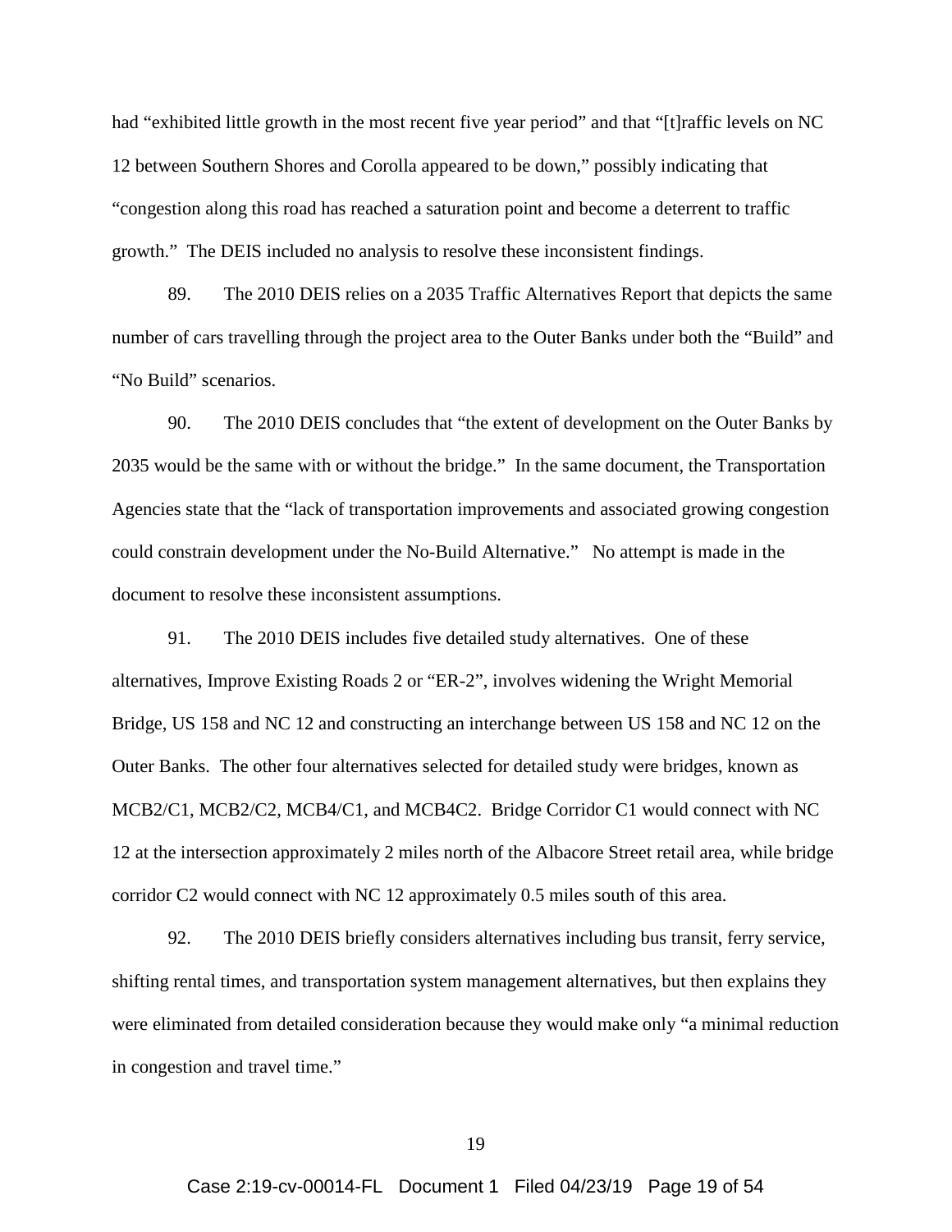had "exhibited little growth in the most recent five year period" and that "[t]raffic levels on NC 12 between Southern Shores and Corolla appeared to be down," possibly indicating that "congestion along this road has reached a saturation point and become a deterrent to traffic growth." The DEIS included no analysis to resolve these inconsistent findings.

89. The 2010 DEIS relies on a 2035 Traffic Alternatives Report that depicts the same number of cars travelling through the project area to the Outer Banks under both the "Build" and "No Build" scenarios.

90. The 2010 DEIS concludes that "the extent of development on the Outer Banks by 2035 would be the same with or without the bridge." In the same document, the Transportation Agencies state that the "lack of transportation improvements and associated growing congestion could constrain development under the No-Build Alternative." No attempt is made in the document to resolve these inconsistent assumptions.

91. The 2010 DEIS includes five detailed study alternatives. One of these alternatives, Improve Existing Roads 2 or "ER-2", involves widening the Wright Memorial Bridge, US 158 and NC 12 and constructing an interchange between US 158 and NC 12 on the Outer Banks. The other four alternatives selected for detailed study were bridges, known as MCB2/C1, MCB2/C2, MCB4/C1, and MCB4C2. Bridge Corridor C1 would connect with NC 12 at the intersection approximately 2 miles north of the Albacore Street retail area, while bridge corridor C2 would connect with NC 12 approximately 0.5 miles south of this area.

92. The 2010 DEIS briefly considers alternatives including bus transit, ferry service, shifting rental times, and transportation system management alternatives, but then explains they were eliminated from detailed consideration because they would make only "a minimal reduction in congestion and travel time."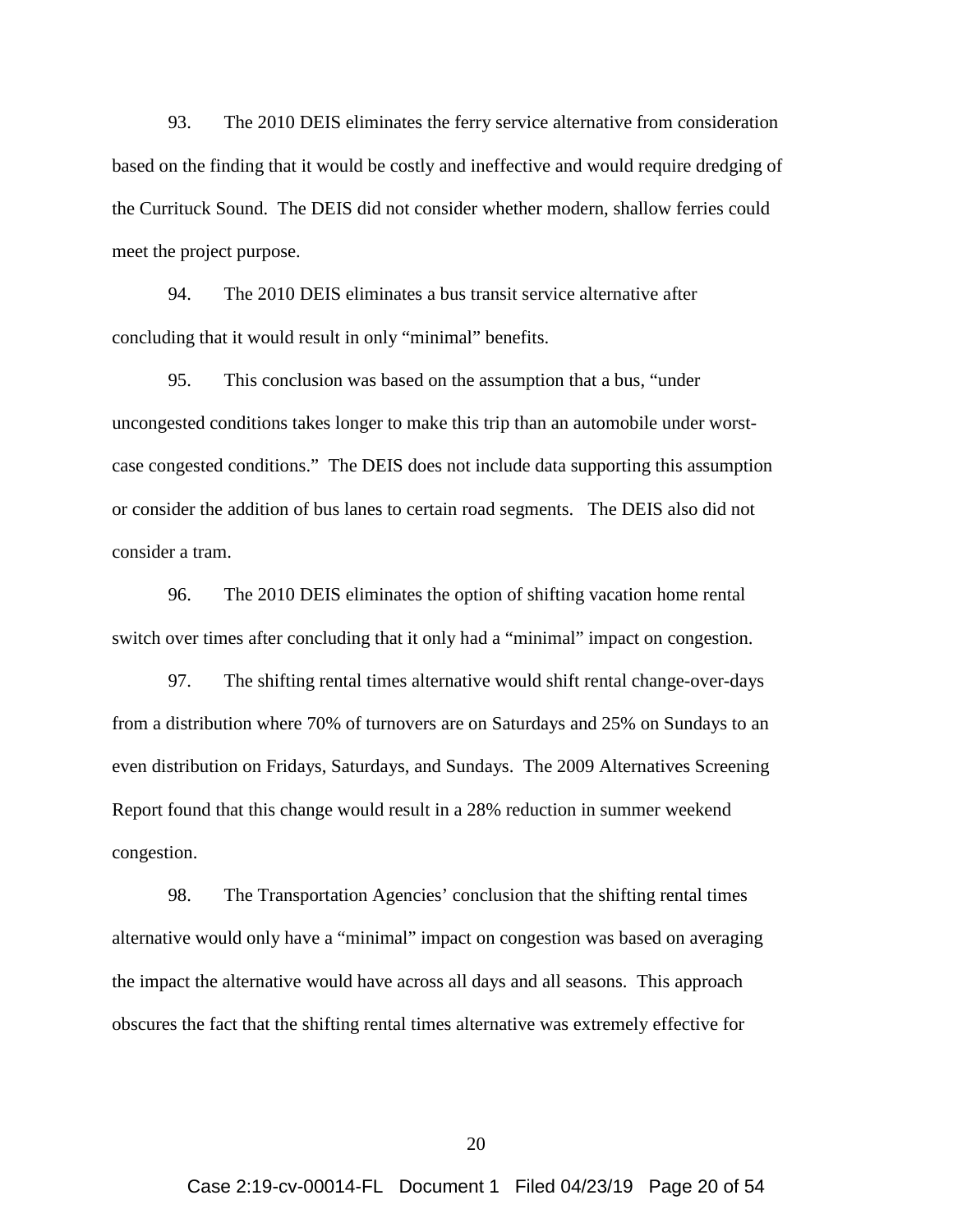93. The 2010 DEIS eliminates the ferry service alternative from consideration based on the finding that it would be costly and ineffective and would require dredging of the Currituck Sound. The DEIS did not consider whether modern, shallow ferries could meet the project purpose.

94. The 2010 DEIS eliminates a bus transit service alternative after concluding that it would result in only "minimal" benefits.

95. This conclusion was based on the assumption that a bus, "under uncongested conditions takes longer to make this trip than an automobile under worst-case congested conditions." The DEIS does not include data supporting this assumption or consider the addition of bus lanes to certain road segments. The DEIS also did not consider a tram.

96. The 2010 DEIS eliminates the option of shifting vacation home rental switch over times after concluding that it only had a "minimal" impact on congestion.

97. The shifting rental times alternative would shift rental change-over-days from a distribution where 70% of turnovers are on Saturdays and 25% on Sundays to an even distribution on Fridays, Saturdays, and Sundays. The 2009 Alternatives Screening Report found that this change would result in a 28% reduction in summer weekend congestion.

98. The Transportation Agencies' conclusion that the shifting rental times alternative would only have a "minimal" impact on congestion was based on averaging the impact the alternative would have across all days and all seasons. This approach obscures the fact that the shifting rental times alternative was extremely effective for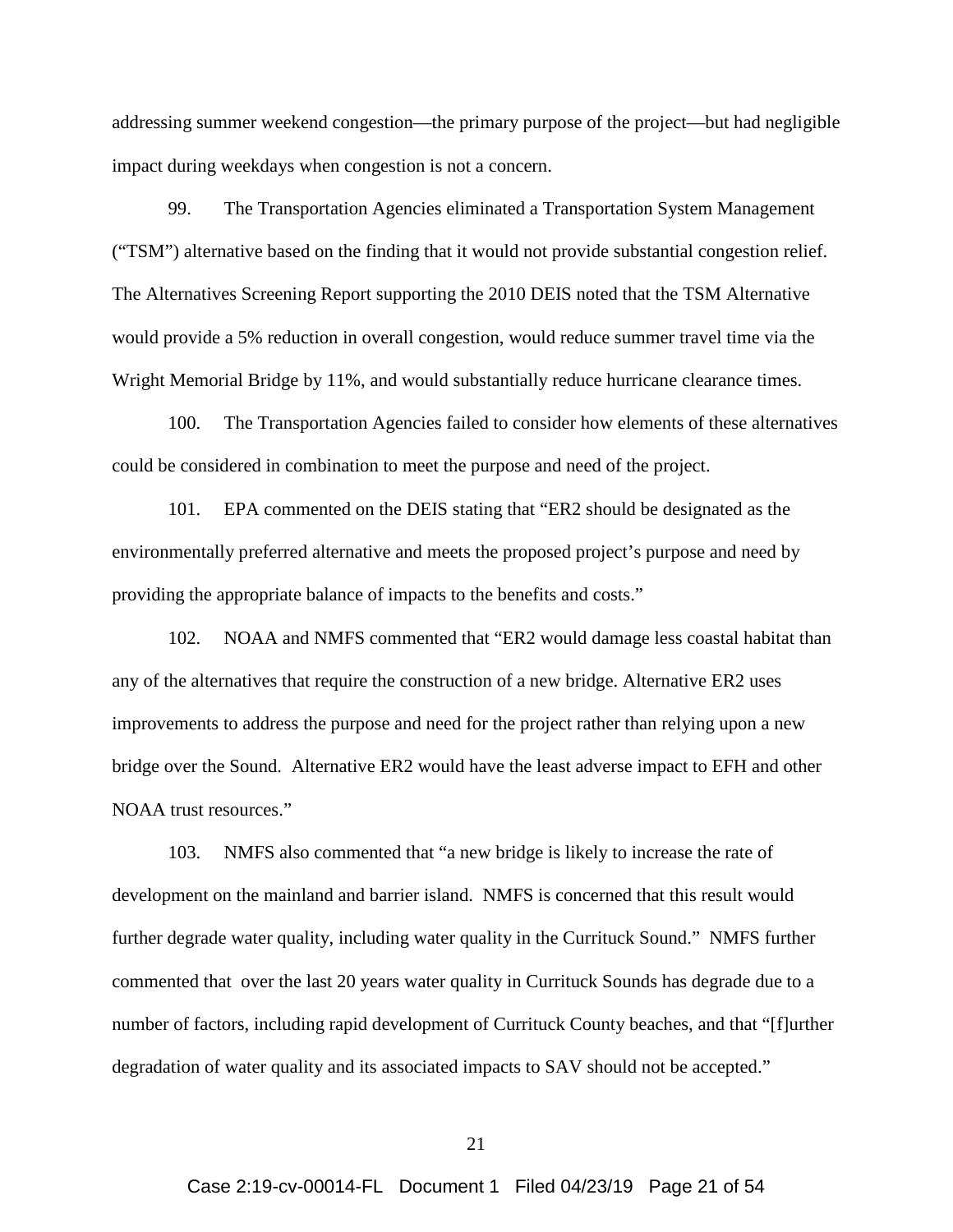addressing summer weekend congestion—the primary purpose of the project—but had negligible impact during weekdays when congestion is not a concern.

99. The Transportation Agencies eliminated a Transportation System Management ("TSM") alternative based on the finding that it would not provide substantial congestion relief. The Alternatives Screening Report supporting the 2010 DEIS noted that the TSM Alternative would provide a 5% reduction in overall congestion, would reduce summer travel time via the Wright Memorial Bridge by 11%, and would substantially reduce hurricane clearance times.

100. The Transportation Agencies failed to consider how elements of these alternatives could be considered in combination to meet the purpose and need of the project.

101. EPA commented on the DEIS stating that "ER2 should be designated as the environmentally preferred alternative and meets the proposed project's purpose and need by providing the appropriate balance of impacts to the benefits and costs."

102. NOAA and NMFS commented that "ER2 would damage less coastal habitat than any of the alternatives that require the construction of a new bridge. Alternative ER2 uses improvements to address the purpose and need for the project rather than relying upon a new bridge over the Sound. Alternative ER2 would have the least adverse impact to EFH and other NOAA trust resources."

103. NMFS also commented that "a new bridge is likely to increase the rate of development on the mainland and barrier island. NMFS is concerned that this result would further degrade water quality, including water quality in the Currituck Sound." NMFS further commented that over the last 20 years water quality in Currituck Sounds has degrade due to a number of factors, including rapid development of Currituck County beaches, and that "[f]urther degradation of water quality and its associated impacts to SAV should not be accepted."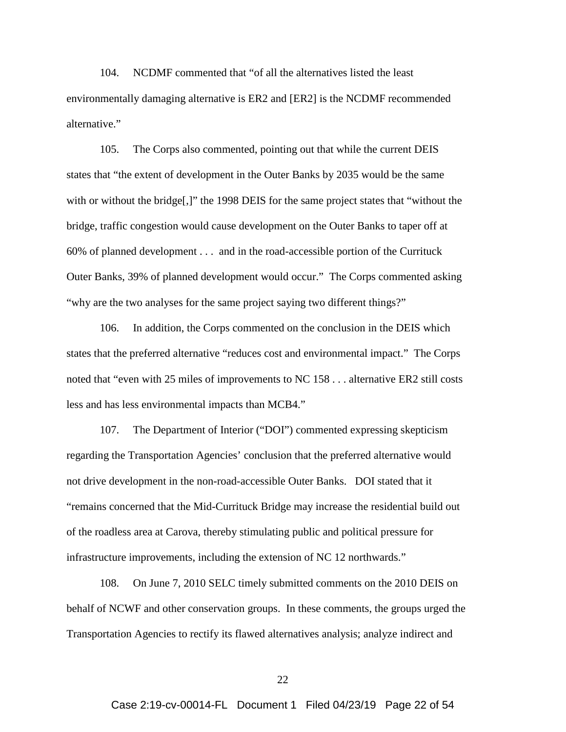104. NCDMF commented that "of all the alternatives listed the least environmentally damaging alternative is ER2 and [ER2] is the NCDMF recommended alternative."

105. The Corps also commented, pointing out that while the current DEIS states that "the extent of development in the Outer Banks by 2035 would be the same with or without the bridge[,]" the 1998 DEIS for the same project states that "without the bridge, traffic congestion would cause development on the Outer Banks to taper off at 60% of planned development . . . and in the road-accessible portion of the Currituck Outer Banks, 39% of planned development would occur." The Corps commented asking "why are the two analyses for the same project saying two different things?"

106. In addition, the Corps commented on the conclusion in the DEIS which states that the preferred alternative "reduces cost and environmental impact." The Corps noted that "even with 25 miles of improvements to NC 158 . . . alternative ER2 still costs less and has less environmental impacts than MCB4."

107. The Department of Interior ("DOI") commented expressing skepticism regarding the Transportation Agencies' conclusion that the preferred alternative would not drive development in the non-road-accessible Outer Banks. DOI stated that it "remains concerned that the Mid-Currituck Bridge may increase the residential build out of the roadless area at Carova, thereby stimulating public and political pressure for infrastructure improvements, including the extension of NC 12 northwards."

108. On June 7, 2010 SELC timely submitted comments on the 2010 DEIS on behalf of NCWF and other conservation groups. In these comments, the groups urged the Transportation Agencies to rectify its flawed alternatives analysis; analyze indirect and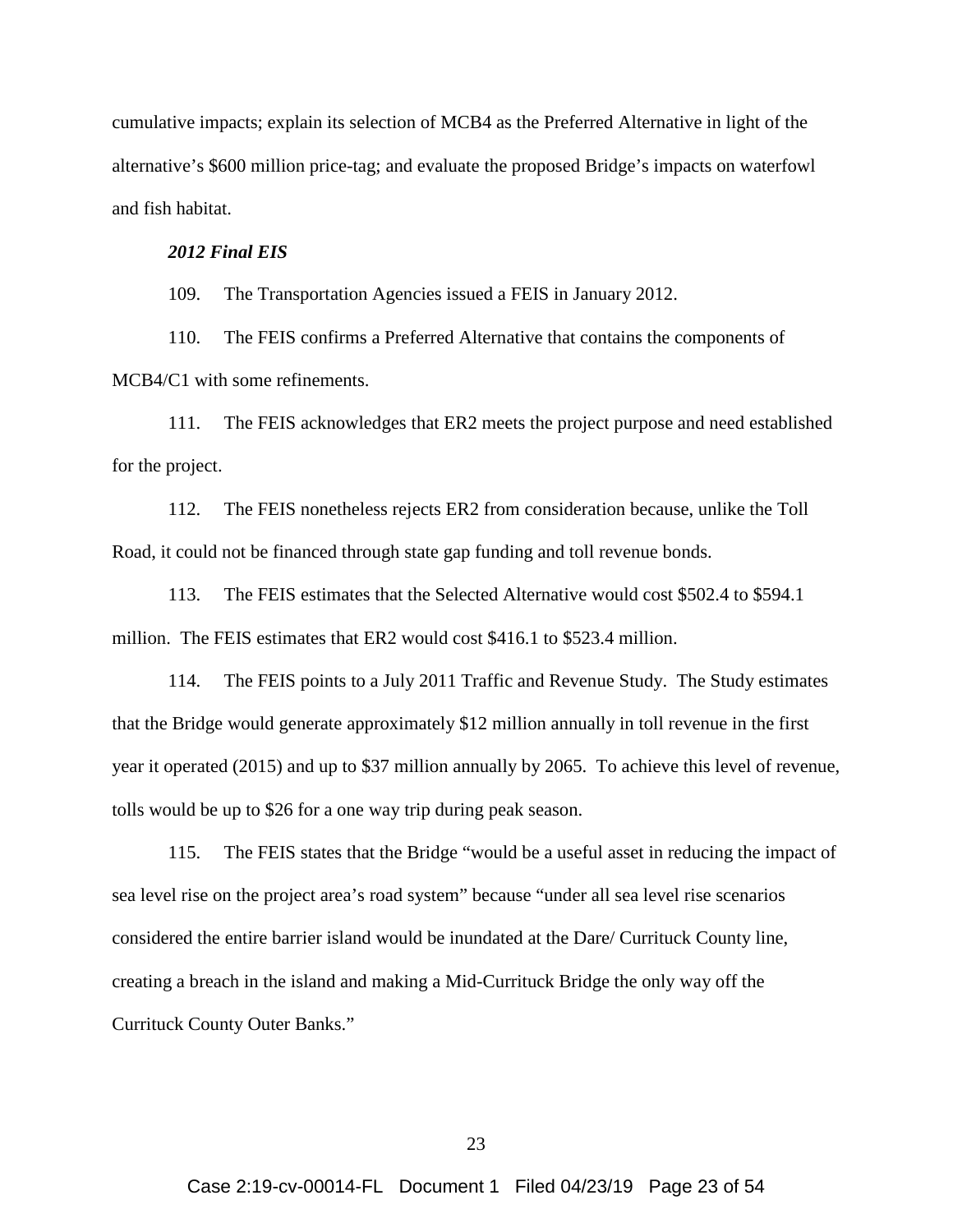cumulative impacts; explain its selection of MCB4 as the Preferred Alternative in light of the alternative's $600 million price-tag; and evaluate the proposed Bridge's impacts on waterfowl and fish habitat.

***2012 Final EIS***

109. The Transportation Agencies issued a FEIS in January 2012.

110. The FEIS confirms a Preferred Alternative that contains the components of MCB4/C1 with some refinements.

111. The FEIS acknowledges that ER2 meets the project purpose and need established for the project.

112. The FEIS nonetheless rejects ER2 from consideration because, unlike the Toll Road, it could not be financed through state gap funding and toll revenue bonds.

113. The FEIS estimates that the Selected Alternative would cost $502.4 to $594.1 million. The FEIS estimates that ER2 would cost $416.1 to $523.4 million.

114. The FEIS points to a July 2011 Traffic and Revenue Study. The Study estimates that the Bridge would generate approximately $12 million annually in toll revenue in the first year it operated (2015) and up to $37 million annually by 2065. To achieve this level of revenue, tolls would be up to $26 for a one way trip during peak season.

115. The FEIS states that the Bridge "would be a useful asset in reducing the impact of sea level rise on the project area's road system" because "under all sea level rise scenarios considered the entire barrier island would be inundated at the Dare/ Currituck County line, creating a breach in the island and making a Mid-Currituck Bridge the only way off the Currituck County Outer Banks."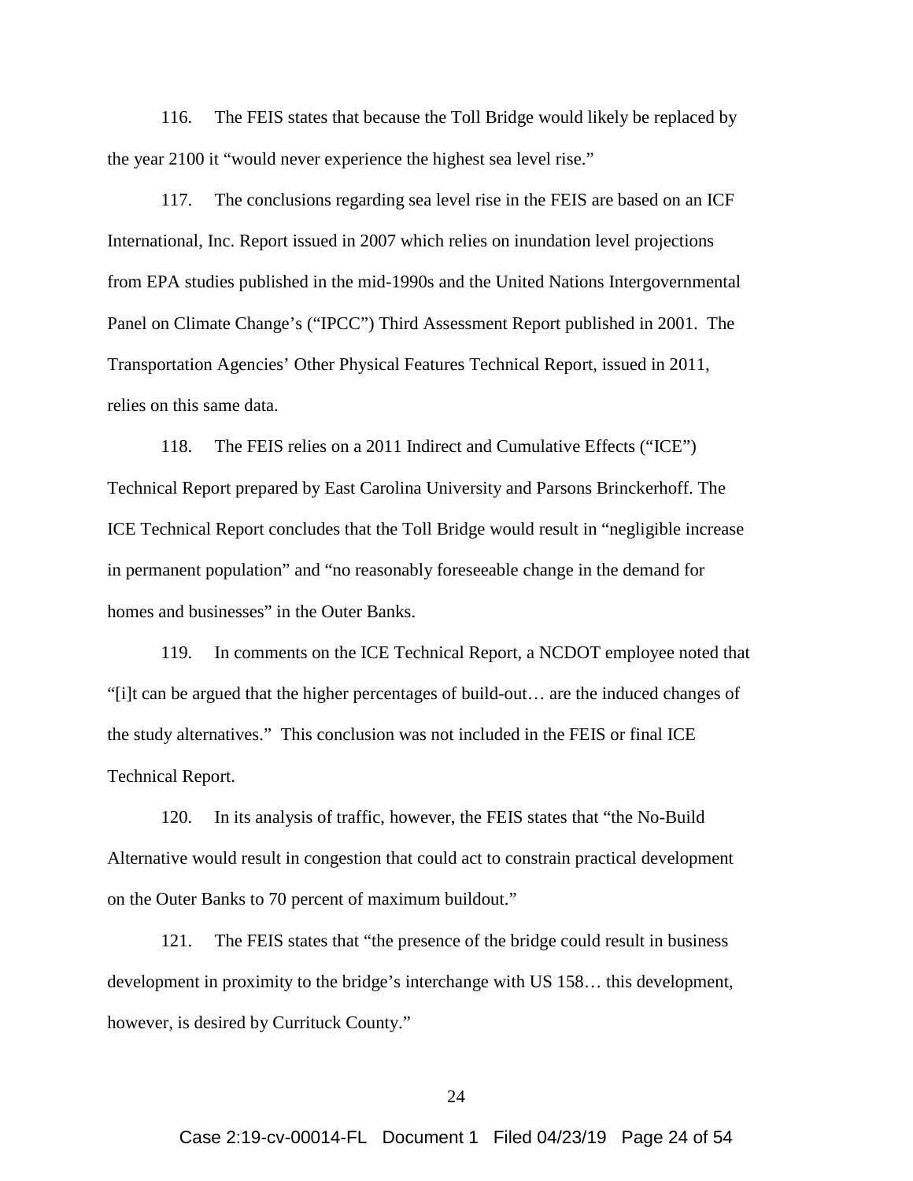116. The FEIS states that because the Toll Bridge would likely be replaced by the year 2100 it "would never experience the highest sea level rise."

117. The conclusions regarding sea level rise in the FEIS are based on an ICF International, Inc. Report issued in 2007 which relies on inundation level projections from EPA studies published in the mid-1990s and the United Nations Intergovernmental Panel on Climate Change's ("IPCC") Third Assessment Report published in 2001. The Transportation Agencies' Other Physical Features Technical Report, issued in 2011, relies on this same data.

118. The FEIS relies on a 2011 Indirect and Cumulative Effects ("ICE") Technical Report prepared by East Carolina University and Parsons Brinckerhoff. The ICE Technical Report concludes that the Toll Bridge would result in "negligible increase in permanent population" and "no reasonably foreseeable change in the demand for homes and businesses" in the Outer Banks.

119. In comments on the ICE Technical Report, a NCDOT employee noted that "[i]t can be argued that the higher percentages of build-out… are the induced changes of the study alternatives." This conclusion was not included in the FEIS or final ICE Technical Report.

120. In its analysis of traffic, however, the FEIS states that "the No-Build Alternative would result in congestion that could act to constrain practical development on the Outer Banks to 70 percent of maximum buildout."

121. The FEIS states that "the presence of the bridge could result in business development in proximity to the bridge's interchange with US 158… this development, however, is desired by Currituck County."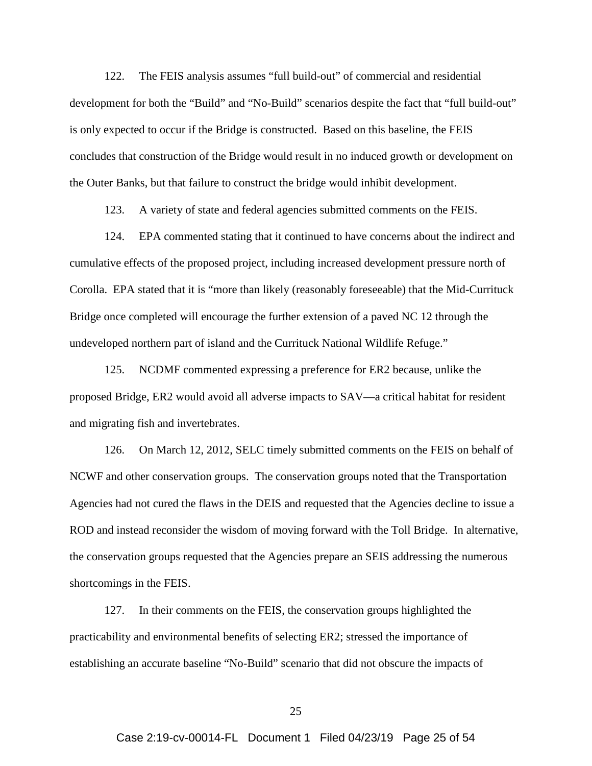122. The FEIS analysis assumes "full build-out" of commercial and residential development for both the "Build" and "No-Build" scenarios despite the fact that "full build-out" is only expected to occur if the Bridge is constructed. Based on this baseline, the FEIS concludes that construction of the Bridge would result in no induced growth or development on the Outer Banks, but that failure to construct the bridge would inhibit development.

123. A variety of state and federal agencies submitted comments on the FEIS.

124. EPA commented stating that it continued to have concerns about the indirect and cumulative effects of the proposed project, including increased development pressure north of Corolla. EPA stated that it is "more than likely (reasonably foreseeable) that the Mid-Currituck Bridge once completed will encourage the further extension of a paved NC 12 through the undeveloped northern part of island and the Currituck National Wildlife Refuge."

125. NCDMF commented expressing a preference for ER2 because, unlike the proposed Bridge, ER2 would avoid all adverse impacts to SAV—a critical habitat for resident and migrating fish and invertebrates.

126. On March 12, 2012, SELC timely submitted comments on the FEIS on behalf of NCWF and other conservation groups. The conservation groups noted that the Transportation Agencies had not cured the flaws in the DEIS and requested that the Agencies decline to issue a ROD and instead reconsider the wisdom of moving forward with the Toll Bridge. In alternative, the conservation groups requested that the Agencies prepare an SEIS addressing the numerous shortcomings in the FEIS.

127. In their comments on the FEIS, the conservation groups highlighted the practicability and environmental benefits of selecting ER2; stressed the importance of establishing an accurate baseline "No-Build" scenario that did not obscure the impacts of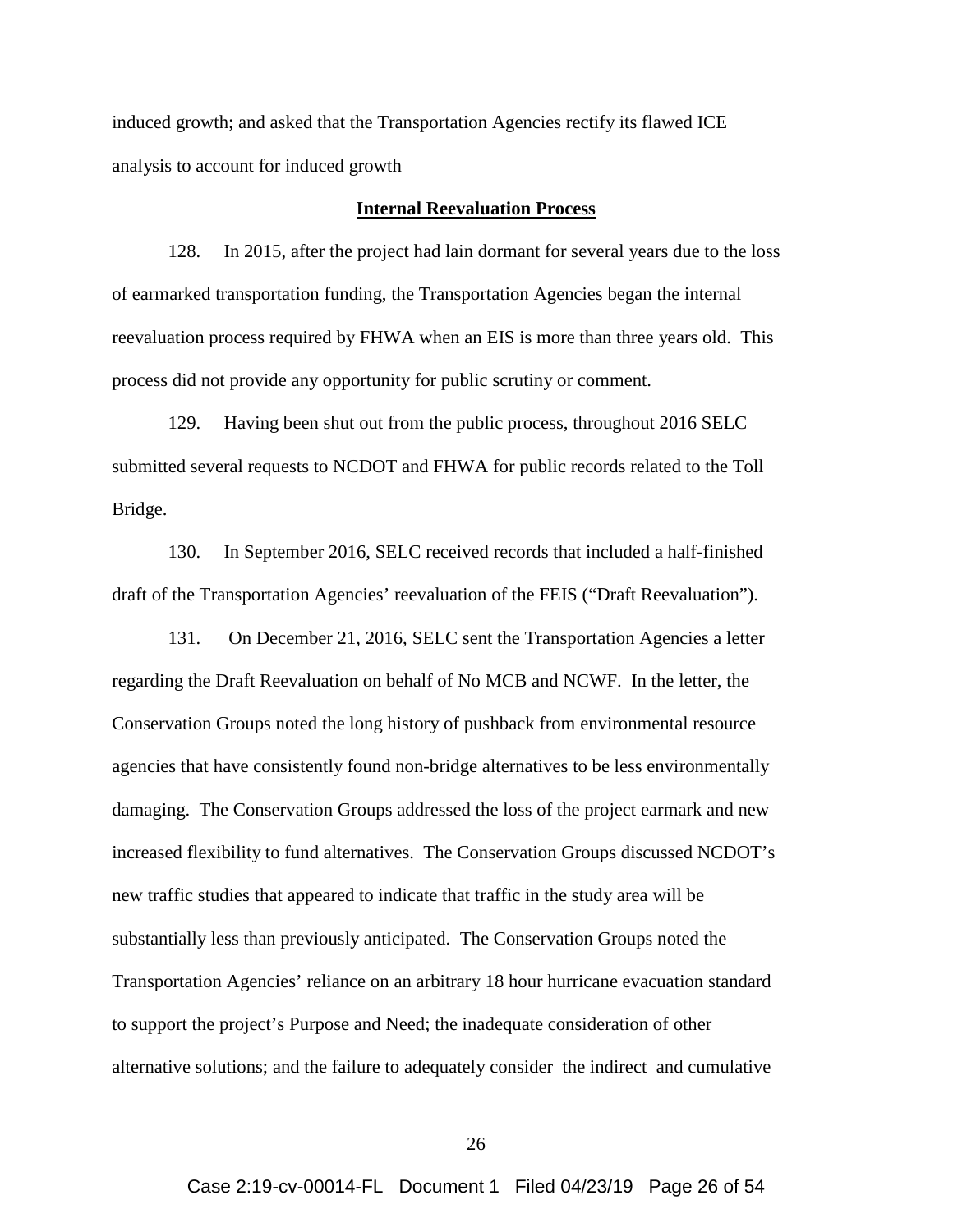induced growth; and asked that the Transportation Agencies rectify its flawed ICE analysis to account for induced growth

**Internal Reevaluation Process**

128. In 2015, after the project had lain dormant for several years due to the loss of earmarked transportation funding, the Transportation Agencies began the internal reevaluation process required by FHWA when an EIS is more than three years old. This process did not provide any opportunity for public scrutiny or comment.

129. Having been shut out from the public process, throughout 2016 SELC submitted several requests to NCDOT and FHWA for public records related to the Toll Bridge.

130. In September 2016, SELC received records that included a half-finished draft of the Transportation Agencies' reevaluation of the FEIS ("Draft Reevaluation").

131. On December 21, 2016, SELC sent the Transportation Agencies a letter regarding the Draft Reevaluation on behalf of No MCB and NCWF. In the letter, the Conservation Groups noted the long history of pushback from environmental resource agencies that have consistently found non-bridge alternatives to be less environmentally damaging. The Conservation Groups addressed the loss of the project earmark and new increased flexibility to fund alternatives. The Conservation Groups discussed NCDOT's new traffic studies that appeared to indicate that traffic in the study area will be substantially less than previously anticipated. The Conservation Groups noted the Transportation Agencies' reliance on an arbitrary 18 hour hurricane evacuation standard to support the project's Purpose and Need; the inadequate consideration of other alternative solutions; and the failure to adequately consider the indirect and cumulative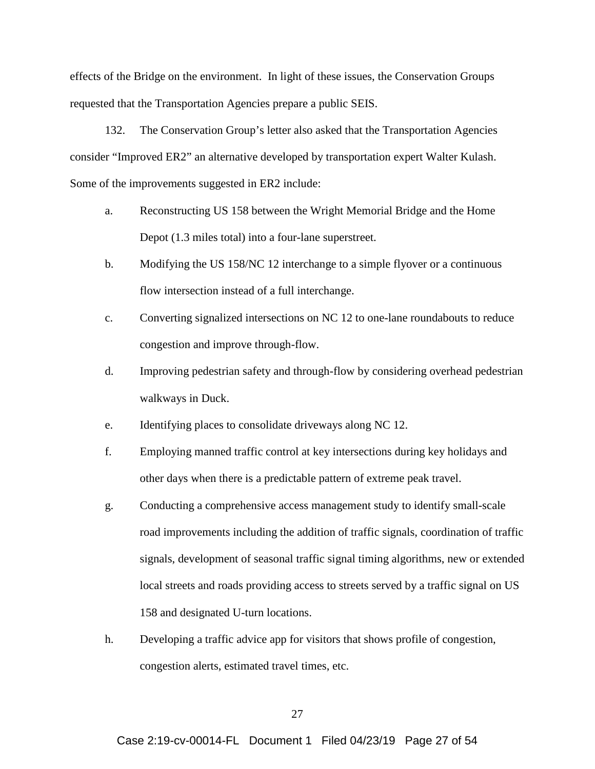effects of the Bridge on the environment. In light of these issues, the Conservation Groups requested that the Transportation Agencies prepare a public SEIS.

132. The Conservation Group's letter also asked that the Transportation Agencies consider "Improved ER2" an alternative developed by transportation expert Walter Kulash. Some of the improvements suggested in ER2 include:

a. Reconstructing US 158 between the Wright Memorial Bridge and the Home Depot (1.3 miles total) into a four-lane superstreet.

b. Modifying the US 158/NC 12 interchange to a simple flyover or a continuous flow intersection instead of a full interchange.

c. Converting signalized intersections on NC 12 to one-lane roundabouts to reduce congestion and improve through-flow.

d. Improving pedestrian safety and through-flow by considering overhead pedestrian walkways in Duck.

e. Identifying places to consolidate driveways along NC 12.

f. Employing manned traffic control at key intersections during key holidays and other days when there is a predictable pattern of extreme peak travel.

g. Conducting a comprehensive access management study to identify small-scale road improvements including the addition of traffic signals, coordination of traffic signals, development of seasonal traffic signal timing algorithms, new or extended local streets and roads providing access to streets served by a traffic signal on US 158 and designated U-turn locations.

h. Developing a traffic advice app for visitors that shows profile of congestion, congestion alerts, estimated travel times, etc.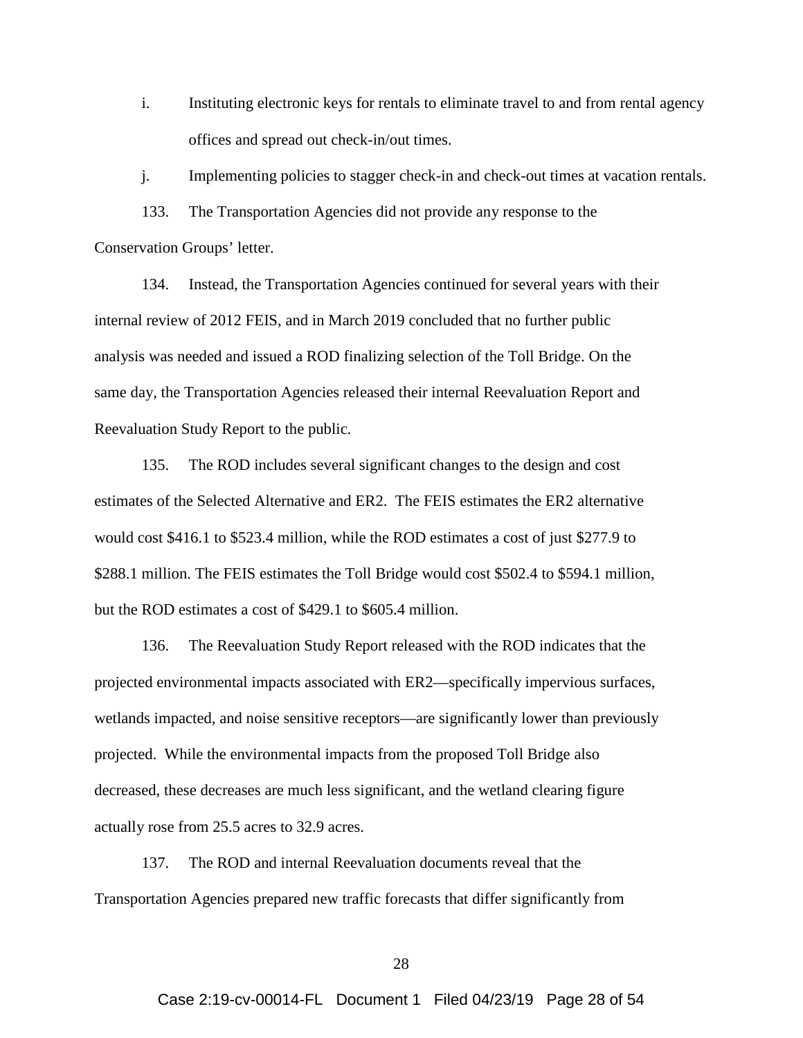i. Instituting electronic keys for rentals to eliminate travel to and from rental agency offices and spread out check-in/out times.

j. Implementing policies to stagger check-in and check-out times at vacation rentals.

133. The Transportation Agencies did not provide any response to the Conservation Groups' letter.

134. Instead, the Transportation Agencies continued for several years with their internal review of 2012 FEIS, and in March 2019 concluded that no further public analysis was needed and issued a ROD finalizing selection of the Toll Bridge. On the same day, the Transportation Agencies released their internal Reevaluation Report and Reevaluation Study Report to the public.

135. The ROD includes several significant changes to the design and cost estimates of the Selected Alternative and ER2. The FEIS estimates the ER2 alternative would cost $416.1 to $523.4 million, while the ROD estimates a cost of just $277.9 to $288.1 million. The FEIS estimates the Toll Bridge would cost $502.4 to $594.1 million, but the ROD estimates a cost of $429.1 to $605.4 million.

136. The Reevaluation Study Report released with the ROD indicates that the projected environmental impacts associated with ER2—specifically impervious surfaces, wetlands impacted, and noise sensitive receptors—are significantly lower than previously projected. While the environmental impacts from the proposed Toll Bridge also decreased, these decreases are much less significant, and the wetland clearing figure actually rose from 25.5 acres to 32.9 acres.

137. The ROD and internal Reevaluation documents reveal that the Transportation Agencies prepared new traffic forecasts that differ significantly from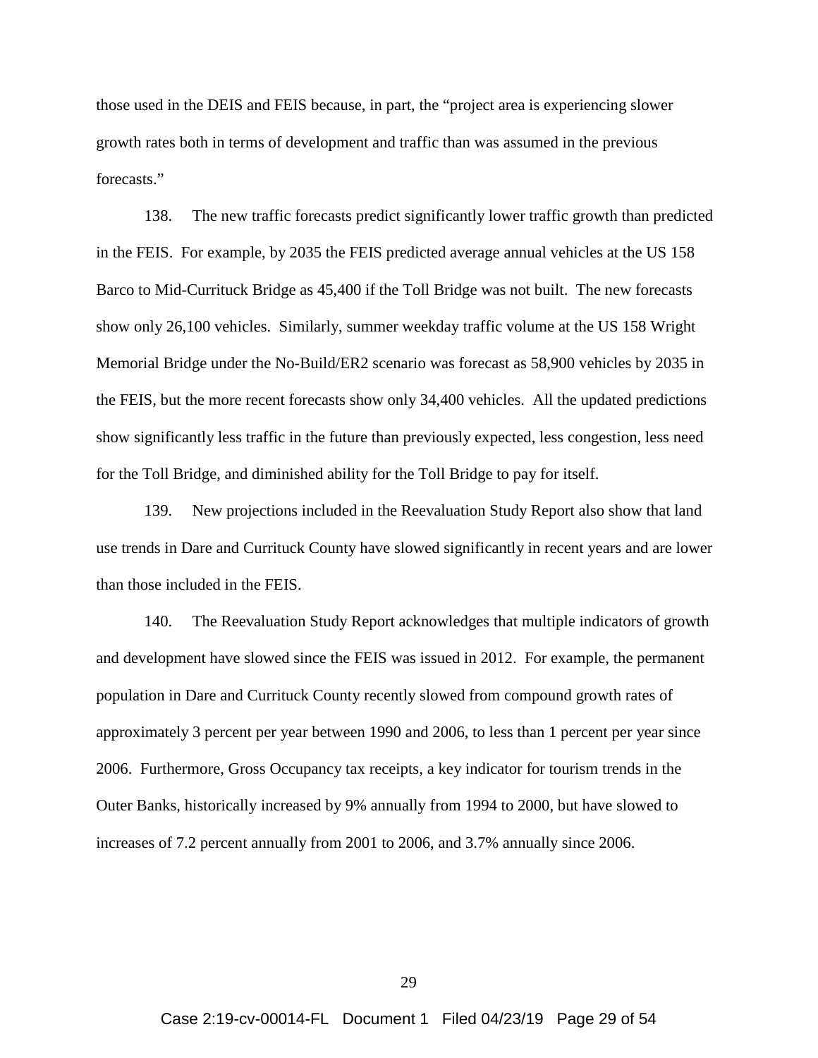those used in the DEIS and FEIS because, in part, the "project area is experiencing slower growth rates both in terms of development and traffic than was assumed in the previous forecasts."

138. The new traffic forecasts predict significantly lower traffic growth than predicted in the FEIS. For example, by 2035 the FEIS predicted average annual vehicles at the US 158 Barco to Mid-Currituck Bridge as 45,400 if the Toll Bridge was not built. The new forecasts show only 26,100 vehicles. Similarly, summer weekday traffic volume at the US 158 Wright Memorial Bridge under the No-Build/ER2 scenario was forecast as 58,900 vehicles by 2035 in the FEIS, but the more recent forecasts show only 34,400 vehicles. All the updated predictions show significantly less traffic in the future than previously expected, less congestion, less need for the Toll Bridge, and diminished ability for the Toll Bridge to pay for itself.

139. New projections included in the Reevaluation Study Report also show that land use trends in Dare and Currituck County have slowed significantly in recent years and are lower than those included in the FEIS.

140. The Reevaluation Study Report acknowledges that multiple indicators of growth and development have slowed since the FEIS was issued in 2012. For example, the permanent population in Dare and Currituck County recently slowed from compound growth rates of approximately 3 percent per year between 1990 and 2006, to less than 1 percent per year since 2006. Furthermore, Gross Occupancy tax receipts, a key indicator for tourism trends in the Outer Banks, historically increased by 9% annually from 1994 to 2000, but have slowed to increases of 7.2 percent annually from 2001 to 2006, and 3.7% annually since 2006.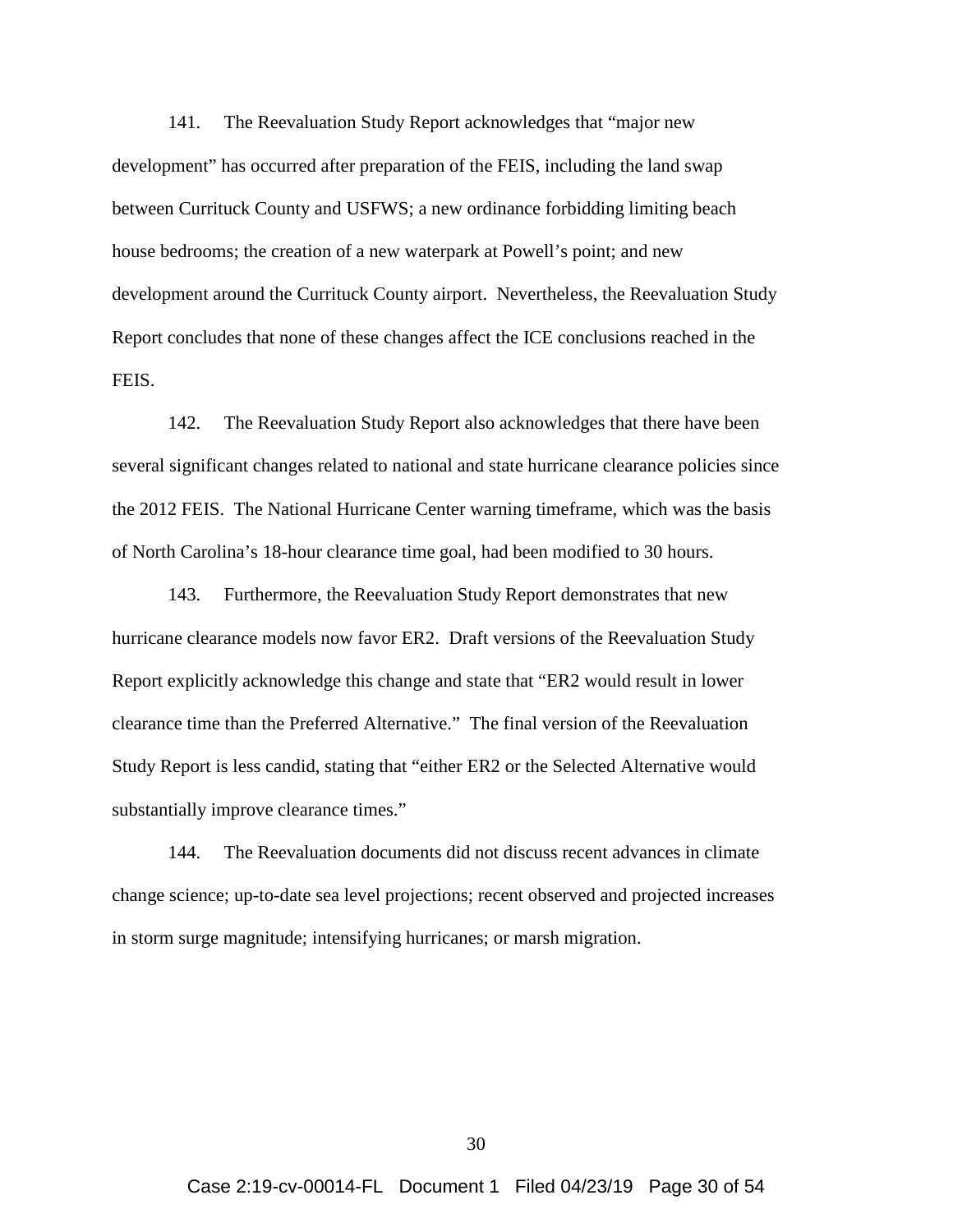141. The Reevaluation Study Report acknowledges that "major new development" has occurred after preparation of the FEIS, including the land swap between Currituck County and USFWS; a new ordinance forbidding limiting beach house bedrooms; the creation of a new waterpark at Powell's point; and new development around the Currituck County airport. Nevertheless, the Reevaluation Study Report concludes that none of these changes affect the ICE conclusions reached in the FEIS.

142. The Reevaluation Study Report also acknowledges that there have been several significant changes related to national and state hurricane clearance policies since the 2012 FEIS. The National Hurricane Center warning timeframe, which was the basis of North Carolina's 18-hour clearance time goal, had been modified to 30 hours.

143. Furthermore, the Reevaluation Study Report demonstrates that new hurricane clearance models now favor ER2. Draft versions of the Reevaluation Study Report explicitly acknowledge this change and state that "ER2 would result in lower clearance time than the Preferred Alternative." The final version of the Reevaluation Study Report is less candid, stating that "either ER2 or the Selected Alternative would substantially improve clearance times."

144. The Reevaluation documents did not discuss recent advances in climate change science; up-to-date sea level projections; recent observed and projected increases in storm surge magnitude; intensifying hurricanes; or marsh migration.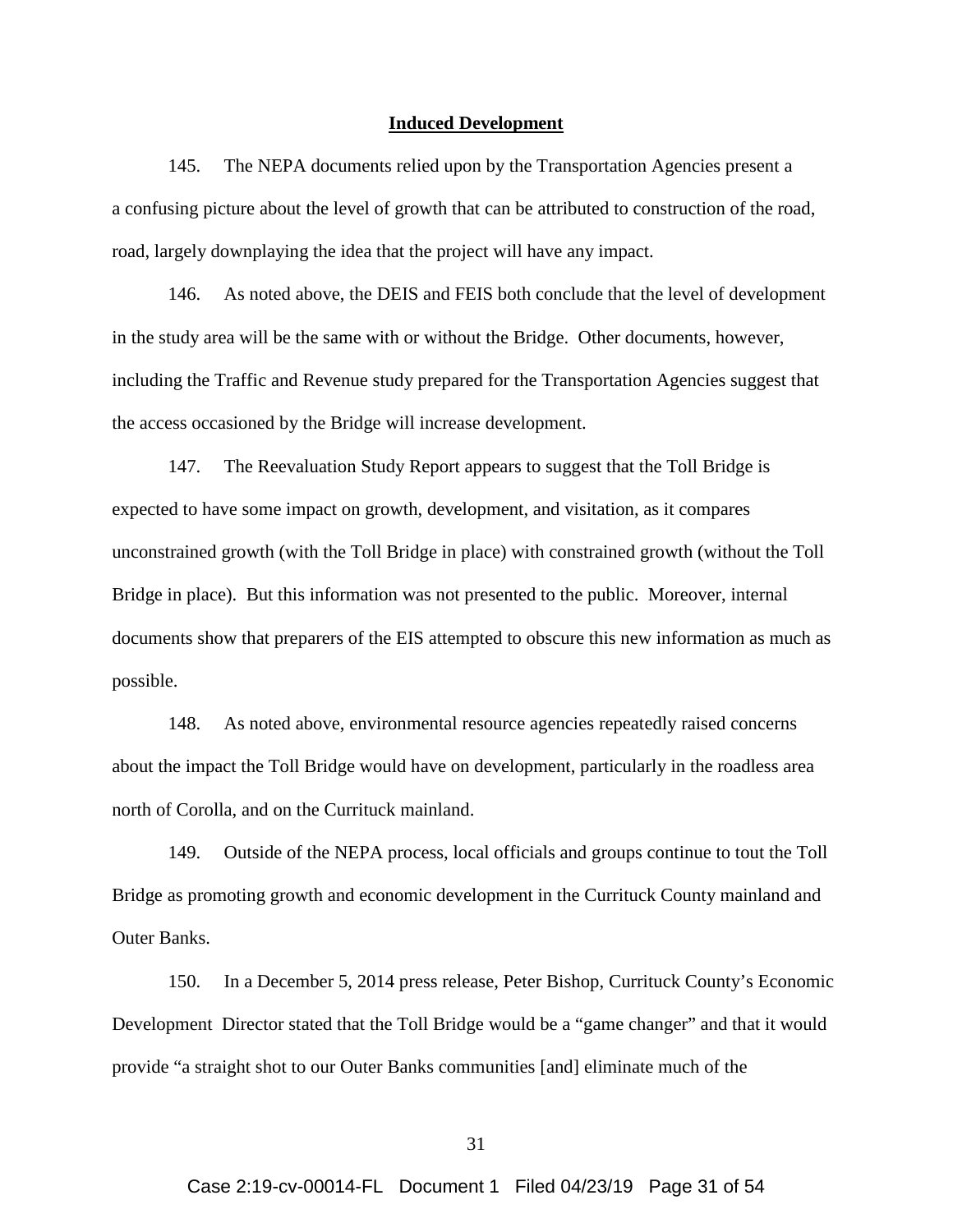**Induced Development**

145. The NEPA documents relied upon by the Transportation Agencies present a a confusing picture about the level of growth that can be attributed to construction of the road, road, largely downplaying the idea that the project will have any impact.

146. As noted above, the DEIS and FEIS both conclude that the level of development in the study area will be the same with or without the Bridge. Other documents, however, including the Traffic and Revenue study prepared for the Transportation Agencies suggest that the access occasioned by the Bridge will increase development.

147. The Reevaluation Study Report appears to suggest that the Toll Bridge is expected to have some impact on growth, development, and visitation, as it compares unconstrained growth (with the Toll Bridge in place) with constrained growth (without the Toll Bridge in place). But this information was not presented to the public. Moreover, internal documents show that preparers of the EIS attempted to obscure this new information as much as possible.

148. As noted above, environmental resource agencies repeatedly raised concerns about the impact the Toll Bridge would have on development, particularly in the roadless area north of Corolla, and on the Currituck mainland.

149. Outside of the NEPA process, local officials and groups continue to tout the Toll Bridge as promoting growth and economic development in the Currituck County mainland and Outer Banks.

150. In a December 5, 2014 press release, Peter Bishop, Currituck County's Economic Development Director stated that the Toll Bridge would be a "game changer" and that it would provide "a straight shot to our Outer Banks communities [and] eliminate much of the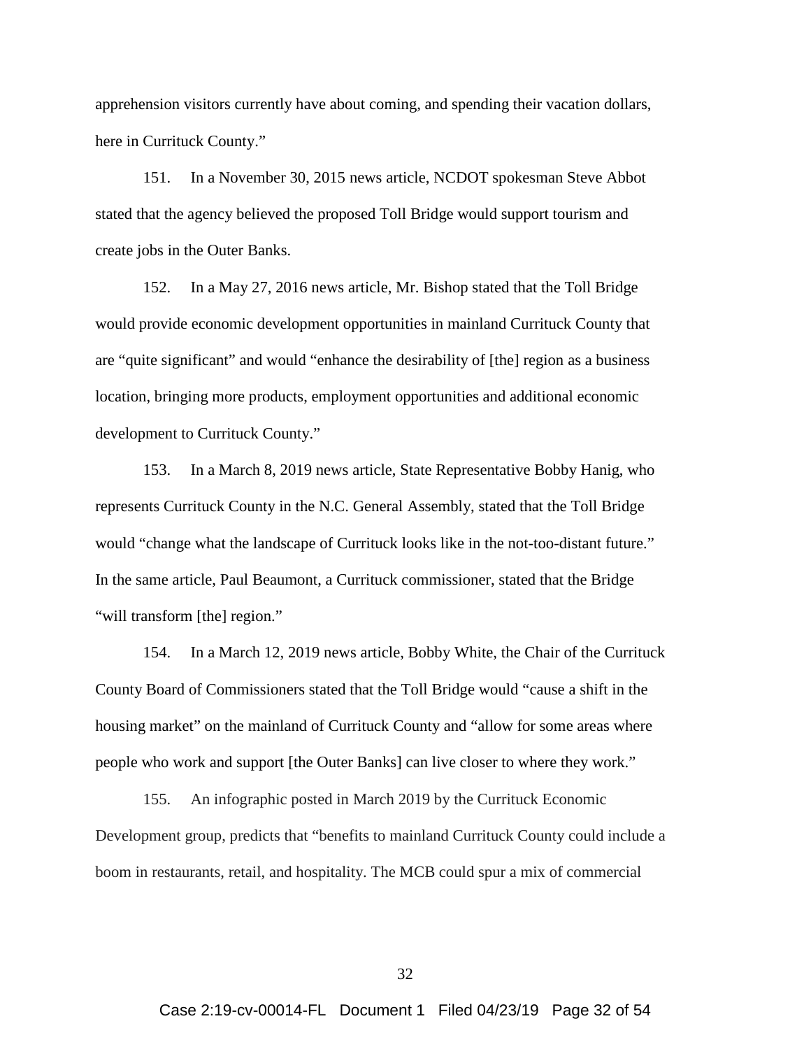apprehension visitors currently have about coming, and spending their vacation dollars, here in Currituck County."

151. In a November 30, 2015 news article, NCDOT spokesman Steve Abbot stated that the agency believed the proposed Toll Bridge would support tourism and create jobs in the Outer Banks.

152. In a May 27, 2016 news article, Mr. Bishop stated that the Toll Bridge would provide economic development opportunities in mainland Currituck County that are "quite significant" and would "enhance the desirability of [the] region as a business location, bringing more products, employment opportunities and additional economic development to Currituck County."

153. In a March 8, 2019 news article, State Representative Bobby Hanig, who represents Currituck County in the N.C. General Assembly, stated that the Toll Bridge would "change what the landscape of Currituck looks like in the not-too-distant future." In the same article, Paul Beaumont, a Currituck commissioner, stated that the Bridge "will transform [the] region."

154. In a March 12, 2019 news article, Bobby White, the Chair of the Currituck County Board of Commissioners stated that the Toll Bridge would "cause a shift in the housing market" on the mainland of Currituck County and "allow for some areas where people who work and support [the Outer Banks] can live closer to where they work."

155. An infographic posted in March 2019 by the Currituck Economic Development group, predicts that "benefits to mainland Currituck County could include a boom in restaurants, retail, and hospitality. The MCB could spur a mix of commercial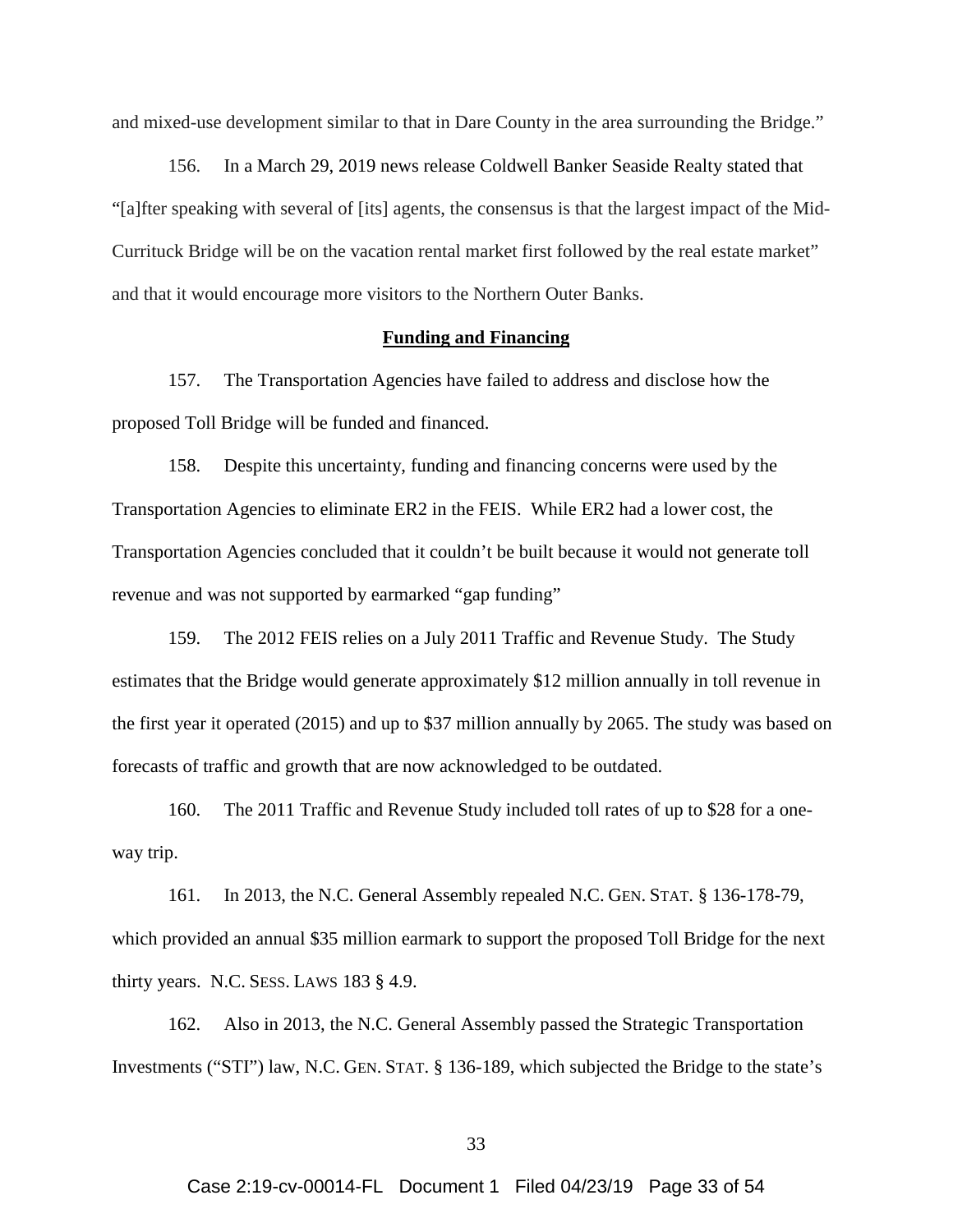and mixed-use development similar to that in Dare County in the area surrounding the Bridge."

156. In a March 29, 2019 news release Coldwell Banker Seaside Realty stated that "[a]fter speaking with several of [its] agents, the consensus is that the largest impact of the Mid-Currituck Bridge will be on the vacation rental market first followed by the real estate market" and that it would encourage more visitors to the Northern Outer Banks.

**Funding and Financing**

157. The Transportation Agencies have failed to address and disclose how the proposed Toll Bridge will be funded and financed.

158. Despite this uncertainty, funding and financing concerns were used by the Transportation Agencies to eliminate ER2 in the FEIS. While ER2 had a lower cost, the Transportation Agencies concluded that it couldn't be built because it would not generate toll revenue and was not supported by earmarked "gap funding"

159. The 2012 FEIS relies on a July 2011 Traffic and Revenue Study. The Study estimates that the Bridge would generate approximately $12 million annually in toll revenue in the first year it operated (2015) and up to $37 million annually by 2065. The study was based on forecasts of traffic and growth that are now acknowledged to be outdated.

160. The 2011 Traffic and Revenue Study included toll rates of up to $28 for a one-way trip.

161. In 2013, the N.C. General Assembly repealed N.C. GEN. STAT. § 136-178-79, which provided an annual $35 million earmark to support the proposed Toll Bridge for the next thirty years. N.C. SESS. LAWS 183 § 4.9.

162. Also in 2013, the N.C. General Assembly passed the Strategic Transportation Investments ("STI") law, N.C. GEN. STAT. § 136-189, which subjected the Bridge to the state's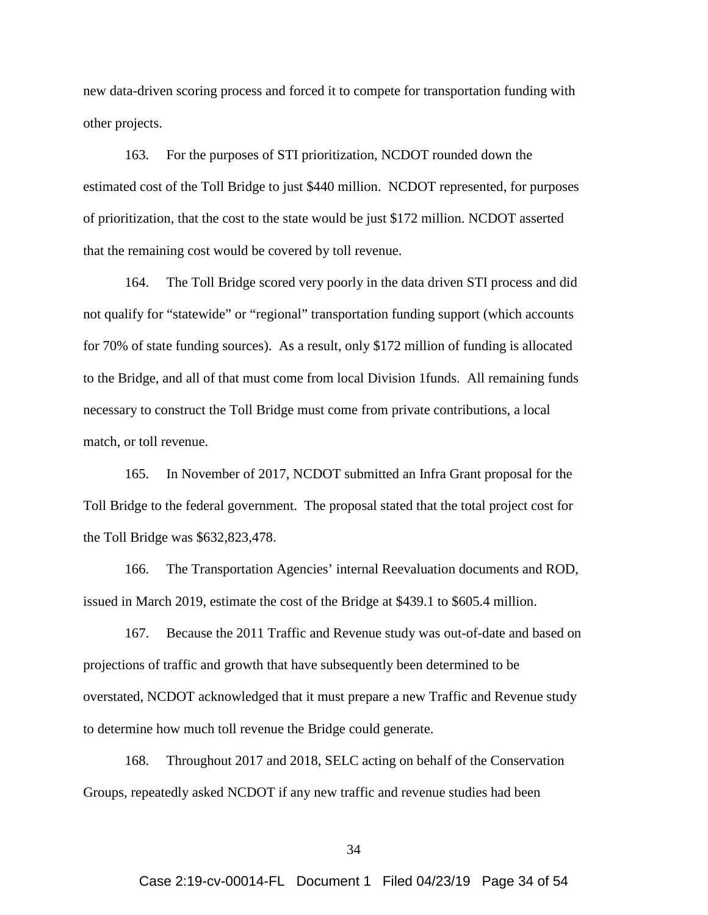new data-driven scoring process and forced it to compete for transportation funding with other projects.

163. For the purposes of STI prioritization, NCDOT rounded down the estimated cost of the Toll Bridge to just $440 million. NCDOT represented, for purposes of prioritization, that the cost to the state would be just $172 million. NCDOT asserted that the remaining cost would be covered by toll revenue.

164. The Toll Bridge scored very poorly in the data driven STI process and did not qualify for "statewide" or "regional" transportation funding support (which accounts for 70% of state funding sources). As a result, only $172 million of funding is allocated to the Bridge, and all of that must come from local Division 1funds. All remaining funds necessary to construct the Toll Bridge must come from private contributions, a local match, or toll revenue.

165. In November of 2017, NCDOT submitted an Infra Grant proposal for the Toll Bridge to the federal government. The proposal stated that the total project cost for the Toll Bridge was $632,823,478.

166. The Transportation Agencies' internal Reevaluation documents and ROD, issued in March 2019, estimate the cost of the Bridge at $439.1 to $605.4 million.

167. Because the 2011 Traffic and Revenue study was out-of-date and based on projections of traffic and growth that have subsequently been determined to be overstated, NCDOT acknowledged that it must prepare a new Traffic and Revenue study to determine how much toll revenue the Bridge could generate.

168. Throughout 2017 and 2018, SELC acting on behalf of the Conservation Groups, repeatedly asked NCDOT if any new traffic and revenue studies had been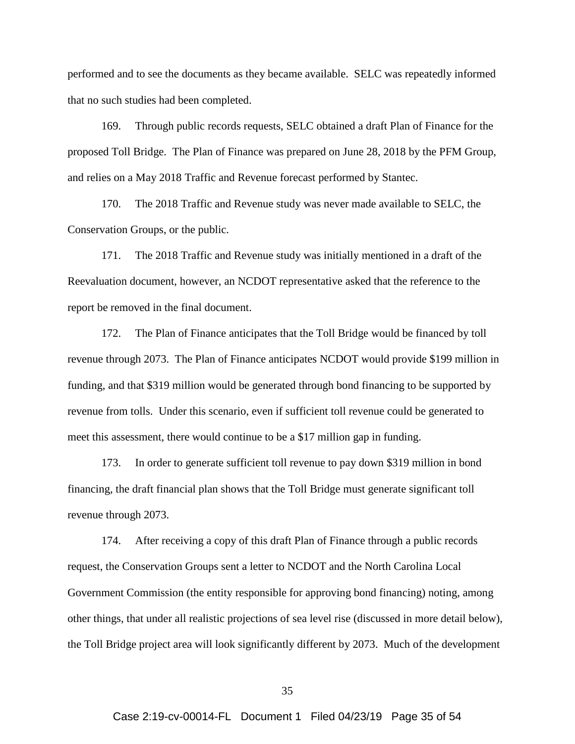performed and to see the documents as they became available. SELC was repeatedly informed that no such studies had been completed.

169. Through public records requests, SELC obtained a draft Plan of Finance for the proposed Toll Bridge. The Plan of Finance was prepared on June 28, 2018 by the PFM Group, and relies on a May 2018 Traffic and Revenue forecast performed by Stantec.

170. The 2018 Traffic and Revenue study was never made available to SELC, the Conservation Groups, or the public.

171. The 2018 Traffic and Revenue study was initially mentioned in a draft of the Reevaluation document, however, an NCDOT representative asked that the reference to the report be removed in the final document.

172. The Plan of Finance anticipates that the Toll Bridge would be financed by toll revenue through 2073. The Plan of Finance anticipates NCDOT would provide $199 million in funding, and that $319 million would be generated through bond financing to be supported by revenue from tolls. Under this scenario, even if sufficient toll revenue could be generated to meet this assessment, there would continue to be a $17 million gap in funding.

173. In order to generate sufficient toll revenue to pay down $319 million in bond financing, the draft financial plan shows that the Toll Bridge must generate significant toll revenue through 2073.

174. After receiving a copy of this draft Plan of Finance through a public records request, the Conservation Groups sent a letter to NCDOT and the North Carolina Local Government Commission (the entity responsible for approving bond financing) noting, among other things, that under all realistic projections of sea level rise (discussed in more detail below), the Toll Bridge project area will look significantly different by 2073. Much of the development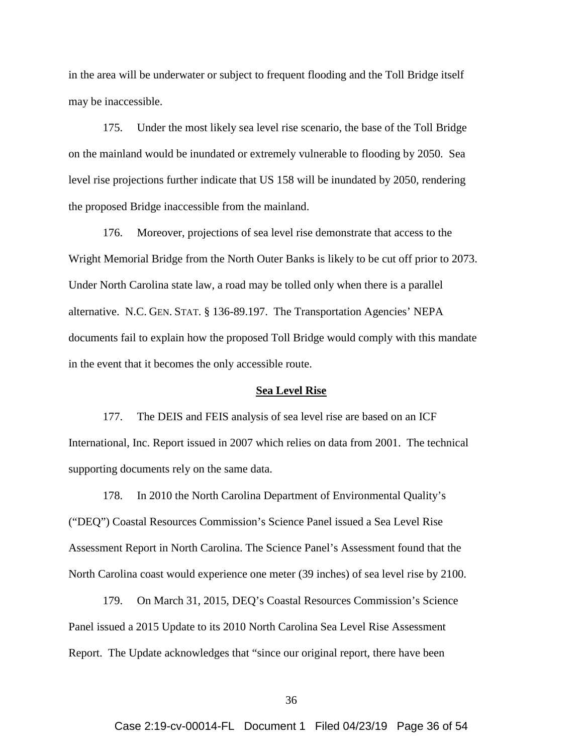in the area will be underwater or subject to frequent flooding and the Toll Bridge itself may be inaccessible.

175. Under the most likely sea level rise scenario, the base of the Toll Bridge on the mainland would be inundated or extremely vulnerable to flooding by 2050. Sea level rise projections further indicate that US 158 will be inundated by 2050, rendering the proposed Bridge inaccessible from the mainland.

176. Moreover, projections of sea level rise demonstrate that access to the Wright Memorial Bridge from the North Outer Banks is likely to be cut off prior to 2073. Under North Carolina state law, a road may be tolled only when there is a parallel alternative. N.C. GEN. STAT. § 136-89.197. The Transportation Agencies' NEPA documents fail to explain how the proposed Toll Bridge would comply with this mandate in the event that it becomes the only accessible route.

**Sea Level Rise**

177. The DEIS and FEIS analysis of sea level rise are based on an ICF International, Inc. Report issued in 2007 which relies on data from 2001. The technical supporting documents rely on the same data.

178. In 2010 the North Carolina Department of Environmental Quality's ("DEQ") Coastal Resources Commission's Science Panel issued a Sea Level Rise Assessment Report in North Carolina. The Science Panel's Assessment found that the North Carolina coast would experience one meter (39 inches) of sea level rise by 2100.

179. On March 31, 2015, DEQ's Coastal Resources Commission's Science Panel issued a 2015 Update to its 2010 North Carolina Sea Level Rise Assessment Report. The Update acknowledges that "since our original report, there have been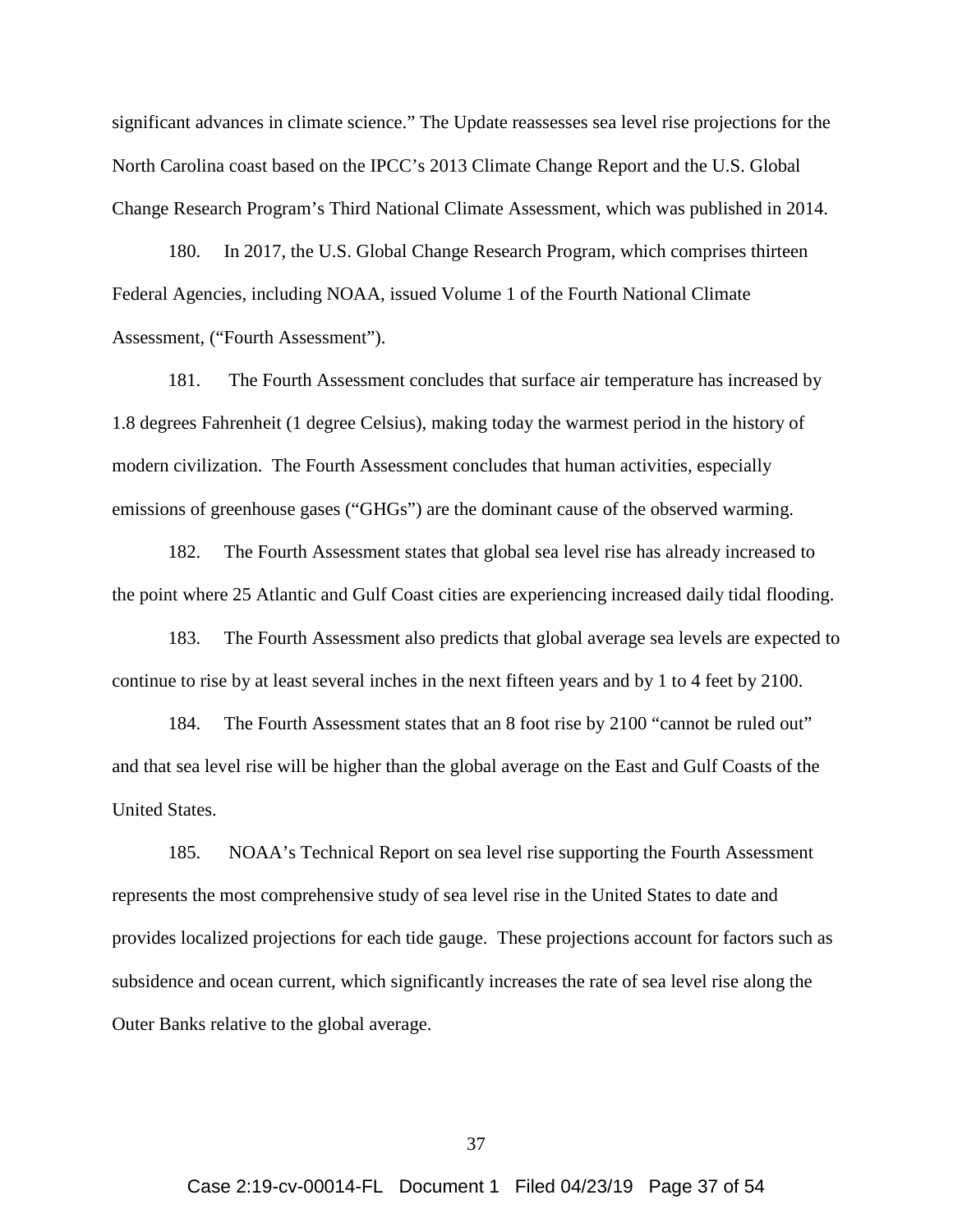significant advances in climate science." The Update reassesses sea level rise projections for the North Carolina coast based on the IPCC's 2013 Climate Change Report and the U.S. Global Change Research Program's Third National Climate Assessment, which was published in 2014.

180. In 2017, the U.S. Global Change Research Program, which comprises thirteen Federal Agencies, including NOAA, issued Volume 1 of the Fourth National Climate Assessment, ("Fourth Assessment").

181. The Fourth Assessment concludes that surface air temperature has increased by 1.8 degrees Fahrenheit (1 degree Celsius), making today the warmest period in the history of modern civilization. The Fourth Assessment concludes that human activities, especially emissions of greenhouse gases ("GHGs") are the dominant cause of the observed warming.

182. The Fourth Assessment states that global sea level rise has already increased to the point where 25 Atlantic and Gulf Coast cities are experiencing increased daily tidal flooding.

183. The Fourth Assessment also predicts that global average sea levels are expected to continue to rise by at least several inches in the next fifteen years and by 1 to 4 feet by 2100.

184. The Fourth Assessment states that an 8 foot rise by 2100 "cannot be ruled out" and that sea level rise will be higher than the global average on the East and Gulf Coasts of the United States.

185. NOAA's Technical Report on sea level rise supporting the Fourth Assessment represents the most comprehensive study of sea level rise in the United States to date and provides localized projections for each tide gauge. These projections account for factors such as subsidence and ocean current, which significantly increases the rate of sea level rise along the Outer Banks relative to the global average.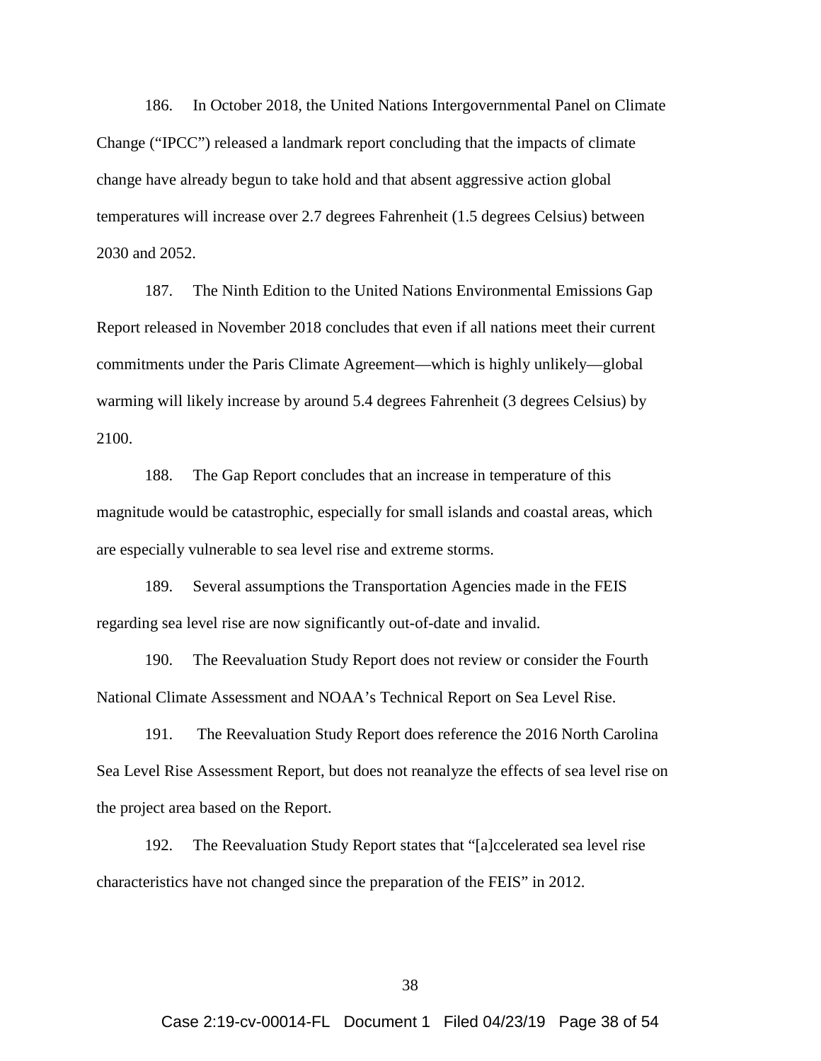186. In October 2018, the United Nations Intergovernmental Panel on Climate Change ("IPCC") released a landmark report concluding that the impacts of climate change have already begun to take hold and that absent aggressive action global temperatures will increase over 2.7 degrees Fahrenheit (1.5 degrees Celsius) between 2030 and 2052.

187. The Ninth Edition to the United Nations Environmental Emissions Gap Report released in November 2018 concludes that even if all nations meet their current commitments under the Paris Climate Agreement—which is highly unlikely—global warming will likely increase by around 5.4 degrees Fahrenheit (3 degrees Celsius) by 2100.

188. The Gap Report concludes that an increase in temperature of this magnitude would be catastrophic, especially for small islands and coastal areas, which are especially vulnerable to sea level rise and extreme storms.

189. Several assumptions the Transportation Agencies made in the FEIS regarding sea level rise are now significantly out-of-date and invalid.

190. The Reevaluation Study Report does not review or consider the Fourth National Climate Assessment and NOAA's Technical Report on Sea Level Rise.

191. The Reevaluation Study Report does reference the 2016 North Carolina Sea Level Rise Assessment Report, but does not reanalyze the effects of sea level rise on the project area based on the Report.

192. The Reevaluation Study Report states that "[a]ccelerated sea level rise characteristics have not changed since the preparation of the FEIS" in 2012.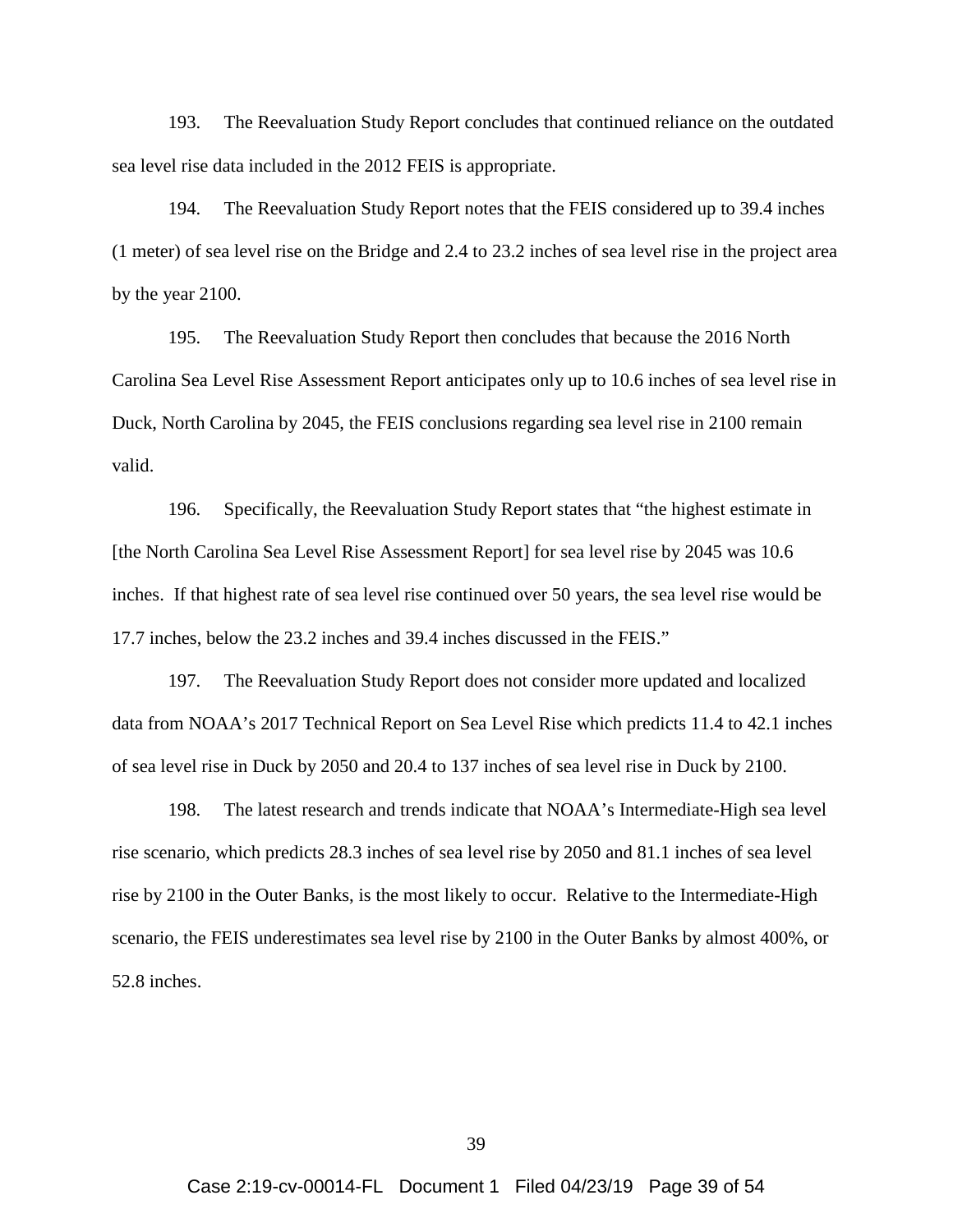193. The Reevaluation Study Report concludes that continued reliance on the outdated sea level rise data included in the 2012 FEIS is appropriate.

194. The Reevaluation Study Report notes that the FEIS considered up to 39.4 inches (1 meter) of sea level rise on the Bridge and 2.4 to 23.2 inches of sea level rise in the project area by the year 2100.

195. The Reevaluation Study Report then concludes that because the 2016 North Carolina Sea Level Rise Assessment Report anticipates only up to 10.6 inches of sea level rise in Duck, North Carolina by 2045, the FEIS conclusions regarding sea level rise in 2100 remain valid.

196. Specifically, the Reevaluation Study Report states that "the highest estimate in [the North Carolina Sea Level Rise Assessment Report] for sea level rise by 2045 was 10.6 inches. If that highest rate of sea level rise continued over 50 years, the sea level rise would be 17.7 inches, below the 23.2 inches and 39.4 inches discussed in the FEIS."

197. The Reevaluation Study Report does not consider more updated and localized data from NOAA's 2017 Technical Report on Sea Level Rise which predicts 11.4 to 42.1 inches of sea level rise in Duck by 2050 and 20.4 to 137 inches of sea level rise in Duck by 2100.

198. The latest research and trends indicate that NOAA's Intermediate-High sea level rise scenario, which predicts 28.3 inches of sea level rise by 2050 and 81.1 inches of sea level rise by 2100 in the Outer Banks, is the most likely to occur. Relative to the Intermediate-High scenario, the FEIS underestimates sea level rise by 2100 in the Outer Banks by almost 400%, or 52.8 inches.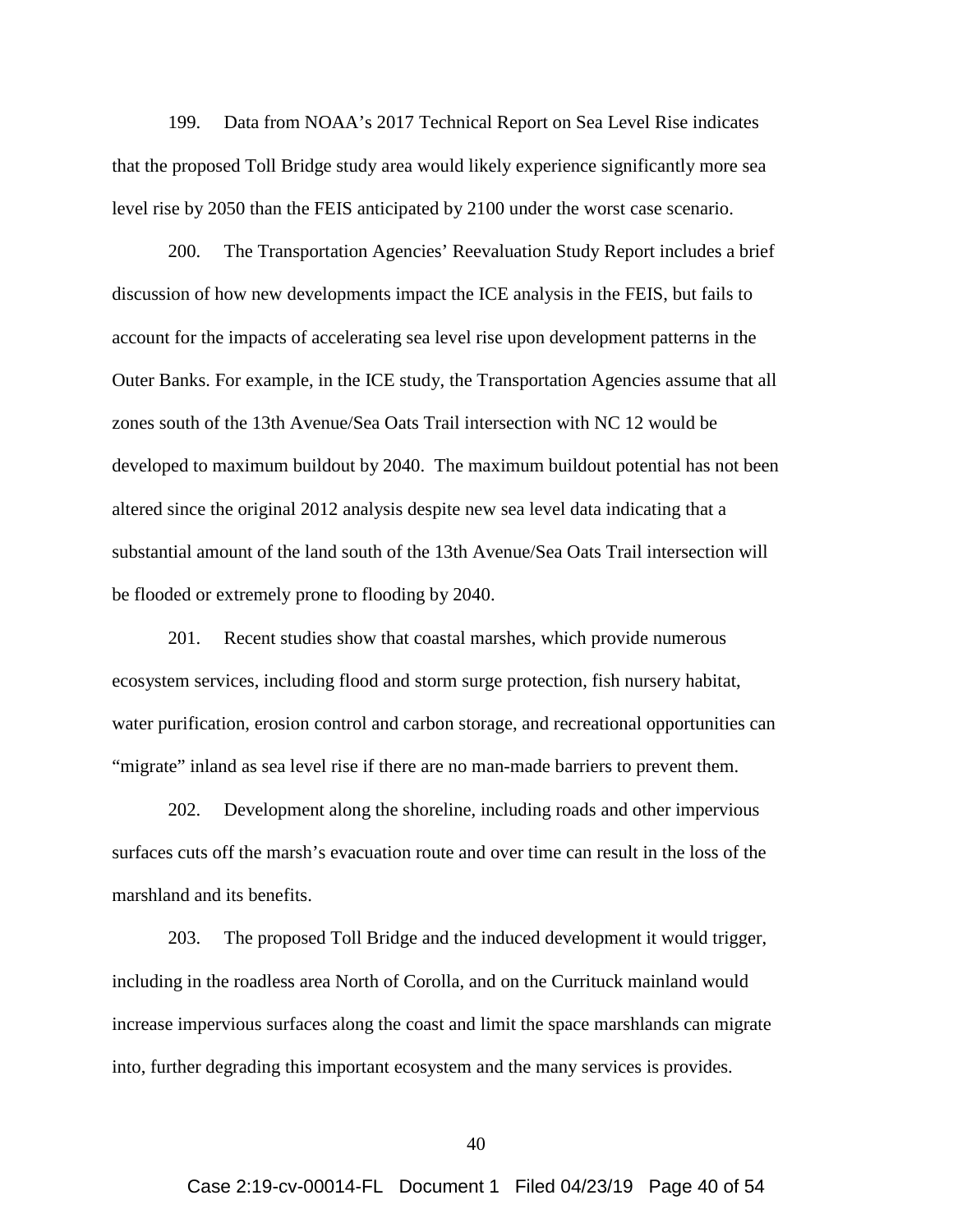199. Data from NOAA's 2017 Technical Report on Sea Level Rise indicates that the proposed Toll Bridge study area would likely experience significantly more sea level rise by 2050 than the FEIS anticipated by 2100 under the worst case scenario.

200. The Transportation Agencies' Reevaluation Study Report includes a brief discussion of how new developments impact the ICE analysis in the FEIS, but fails to account for the impacts of accelerating sea level rise upon development patterns in the Outer Banks. For example, in the ICE study, the Transportation Agencies assume that all zones south of the 13th Avenue/Sea Oats Trail intersection with NC 12 would be developed to maximum buildout by 2040. The maximum buildout potential has not been altered since the original 2012 analysis despite new sea level data indicating that a substantial amount of the land south of the 13th Avenue/Sea Oats Trail intersection will be flooded or extremely prone to flooding by 2040.

201. Recent studies show that coastal marshes, which provide numerous ecosystem services, including flood and storm surge protection, fish nursery habitat, water purification, erosion control and carbon storage, and recreational opportunities can "migrate" inland as sea level rise if there are no man-made barriers to prevent them.

202. Development along the shoreline, including roads and other impervious surfaces cuts off the marsh's evacuation route and over time can result in the loss of the marshland and its benefits.

203. The proposed Toll Bridge and the induced development it would trigger, including in the roadless area North of Corolla, and on the Currituck mainland would increase impervious surfaces along the coast and limit the space marshlands can migrate into, further degrading this important ecosystem and the many services is provides.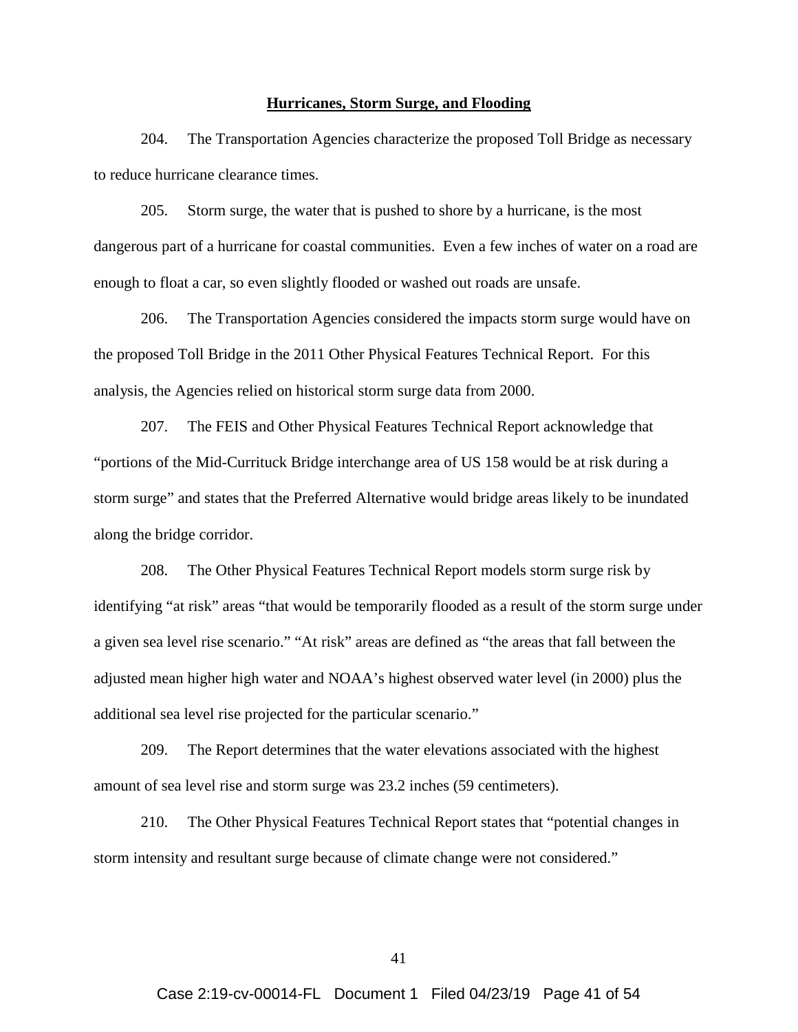**Hurricanes, Storm Surge, and Flooding**

204. The Transportation Agencies characterize the proposed Toll Bridge as necessary to reduce hurricane clearance times.

205. Storm surge, the water that is pushed to shore by a hurricane, is the most dangerous part of a hurricane for coastal communities. Even a few inches of water on a road are enough to float a car, so even slightly flooded or washed out roads are unsafe.

206. The Transportation Agencies considered the impacts storm surge would have on the proposed Toll Bridge in the 2011 Other Physical Features Technical Report. For this analysis, the Agencies relied on historical storm surge data from 2000.

207. The FEIS and Other Physical Features Technical Report acknowledge that "portions of the Mid-Currituck Bridge interchange area of US 158 would be at risk during a storm surge" and states that the Preferred Alternative would bridge areas likely to be inundated along the bridge corridor.

208. The Other Physical Features Technical Report models storm surge risk by identifying "at risk" areas "that would be temporarily flooded as a result of the storm surge under a given sea level rise scenario." "At risk" areas are defined as "the areas that fall between the adjusted mean higher high water and NOAA's highest observed water level (in 2000) plus the additional sea level rise projected for the particular scenario."

209. The Report determines that the water elevations associated with the highest amount of sea level rise and storm surge was 23.2 inches (59 centimeters).

210. The Other Physical Features Technical Report states that "potential changes in storm intensity and resultant surge because of climate change were not considered."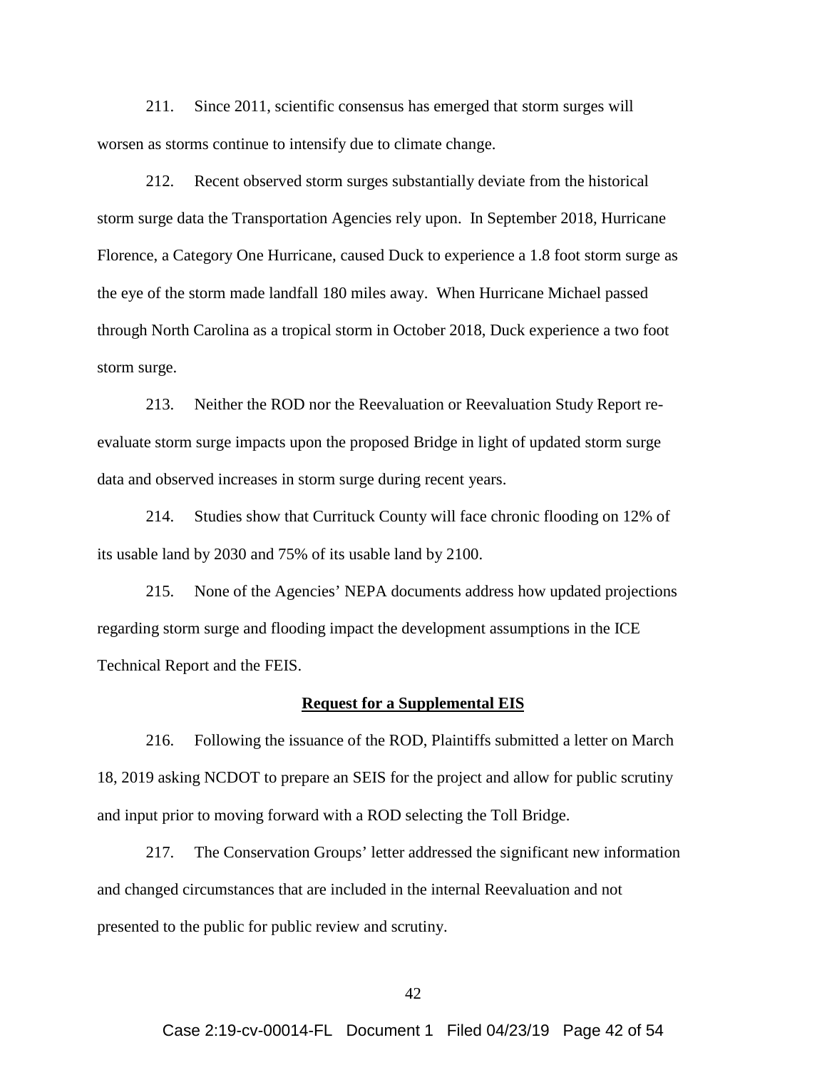211. Since 2011, scientific consensus has emerged that storm surges will worsen as storms continue to intensify due to climate change.

212. Recent observed storm surges substantially deviate from the historical storm surge data the Transportation Agencies rely upon. In September 2018, Hurricane Florence, a Category One Hurricane, caused Duck to experience a 1.8 foot storm surge as the eye of the storm made landfall 180 miles away. When Hurricane Michael passed through North Carolina as a tropical storm in October 2018, Duck experience a two foot storm surge.

213. Neither the ROD nor the Reevaluation or Reevaluation Study Report re-evaluate storm surge impacts upon the proposed Bridge in light of updated storm surge data and observed increases in storm surge during recent years.

214. Studies show that Currituck County will face chronic flooding on 12% of its usable land by 2030 and 75% of its usable land by 2100.

215. None of the Agencies' NEPA documents address how updated projections regarding storm surge and flooding impact the development assumptions in the ICE Technical Report and the FEIS.

**Request for a Supplemental EIS**

216. Following the issuance of the ROD, Plaintiffs submitted a letter on March 18, 2019 asking NCDOT to prepare an SEIS for the project and allow for public scrutiny and input prior to moving forward with a ROD selecting the Toll Bridge.

217. The Conservation Groups' letter addressed the significant new information and changed circumstances that are included in the internal Reevaluation and not presented to the public for public review and scrutiny.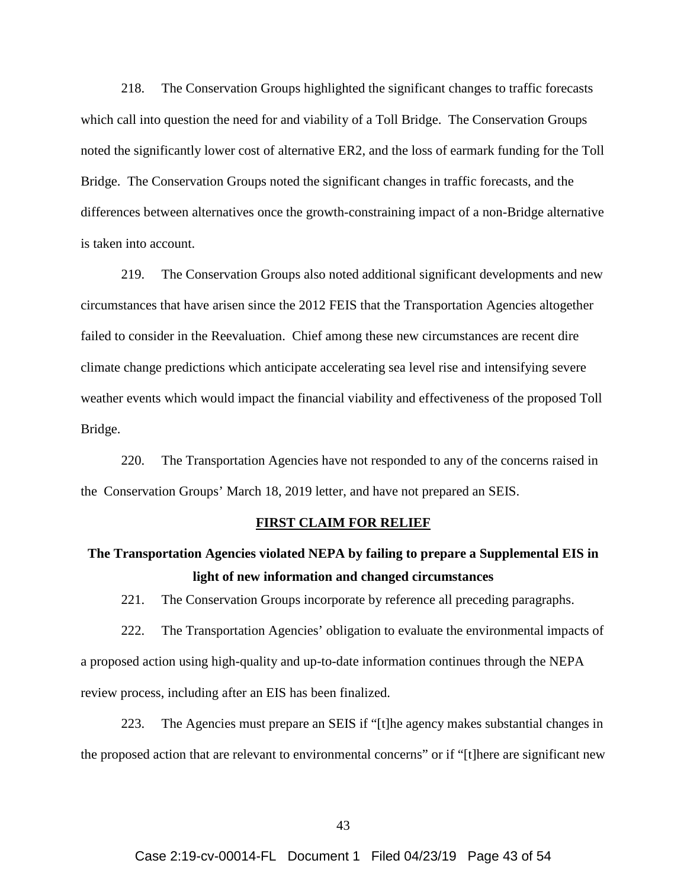218. The Conservation Groups highlighted the significant changes to traffic forecasts which call into question the need for and viability of a Toll Bridge. The Conservation Groups noted the significantly lower cost of alternative ER2, and the loss of earmark funding for the Toll Bridge. The Conservation Groups noted the significant changes in traffic forecasts, and the differences between alternatives once the growth-constraining impact of a non-Bridge alternative is taken into account.

219. The Conservation Groups also noted additional significant developments and new circumstances that have arisen since the 2012 FEIS that the Transportation Agencies altogether failed to consider in the Reevaluation. Chief among these new circumstances are recent dire climate change predictions which anticipate accelerating sea level rise and intensifying severe weather events which would impact the financial viability and effectiveness of the proposed Toll Bridge.

220. The Transportation Agencies have not responded to any of the concerns raised in the Conservation Groups' March 18, 2019 letter, and have not prepared an SEIS.

## FIRST CLAIM FOR RELIEF

### The Transportation Agencies violated NEPA by failing to prepare a Supplemental EIS in light of new information and changed circumstances

221. The Conservation Groups incorporate by reference all preceding paragraphs.

222. The Transportation Agencies' obligation to evaluate the environmental impacts of a proposed action using high-quality and up-to-date information continues through the NEPA review process, including after an EIS has been finalized.

223. The Agencies must prepare an SEIS if "[t]he agency makes substantial changes in the proposed action that are relevant to environmental concerns" or if "[t]here are significant new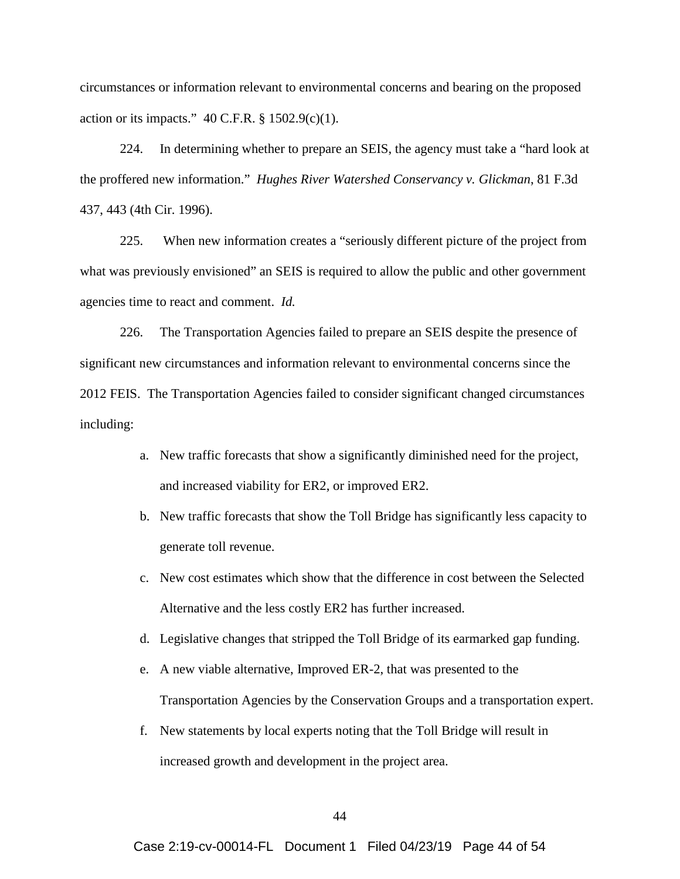circumstances or information relevant to environmental concerns and bearing on the proposed action or its impacts." 40 C.F.R. § 1502.9(c)(1).

224. In determining whether to prepare an SEIS, the agency must take a "hard look at the proffered new information." *Hughes River Watershed Conservancy v. Glickman*, 81 F.3d 437, 443 (4th Cir. 1996).

225. When new information creates a "seriously different picture of the project from what was previously envisioned" an SEIS is required to allow the public and other government agencies time to react and comment. *Id.*

226. The Transportation Agencies failed to prepare an SEIS despite the presence of significant new circumstances and information relevant to environmental concerns since the 2012 FEIS. The Transportation Agencies failed to consider significant changed circumstances including:

a. New traffic forecasts that show a significantly diminished need for the project, and increased viability for ER2, or improved ER2.

b. New traffic forecasts that show the Toll Bridge has significantly less capacity to generate toll revenue.

c. New cost estimates which show that the difference in cost between the Selected Alternative and the less costly ER2 has further increased.

d. Legislative changes that stripped the Toll Bridge of its earmarked gap funding.

e. A new viable alternative, Improved ER-2, that was presented to the Transportation Agencies by the Conservation Groups and a transportation expert.

f. New statements by local experts noting that the Toll Bridge will result in increased growth and development in the project area.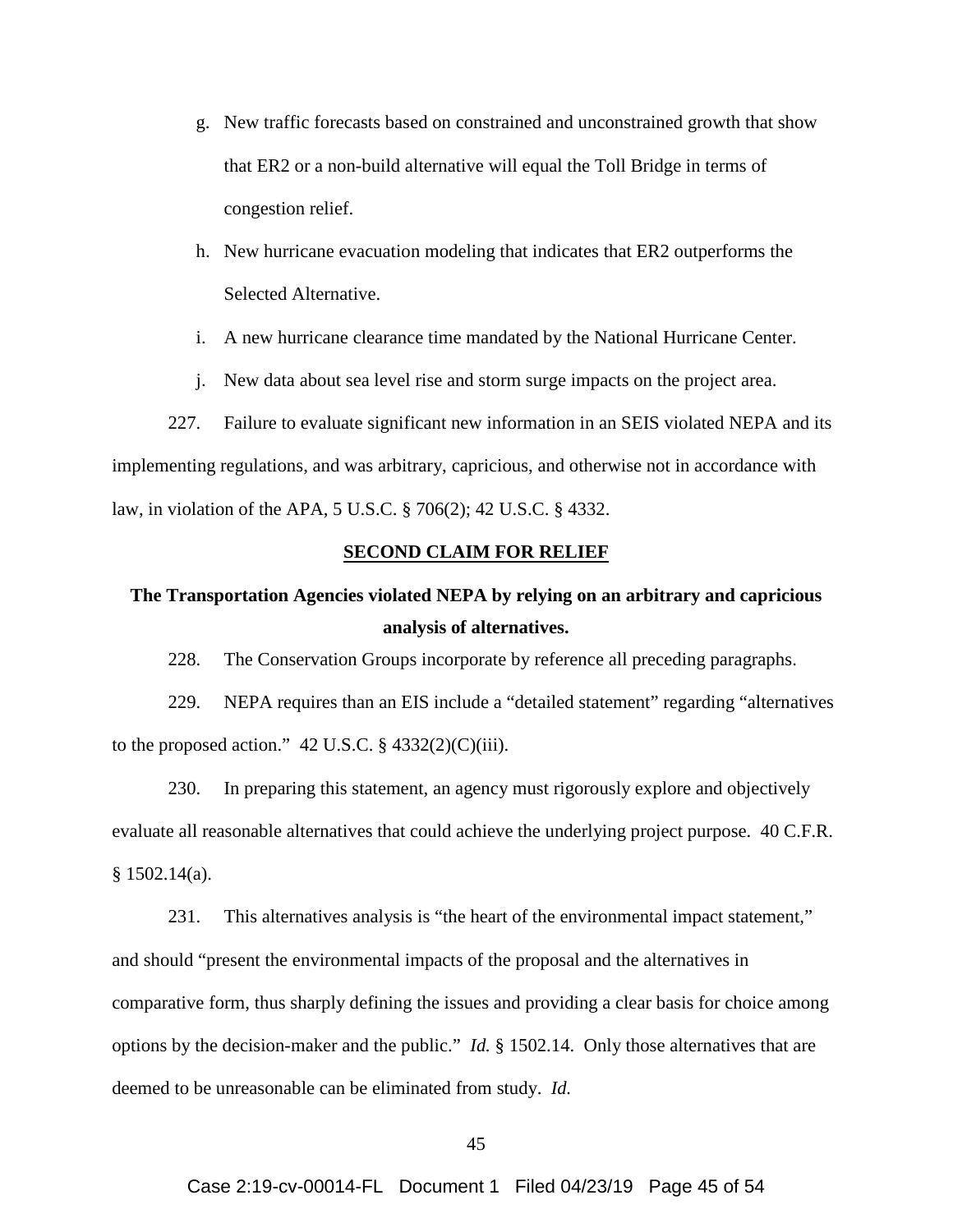g. New traffic forecasts based on constrained and unconstrained growth that show that ER2 or a non-build alternative will equal the Toll Bridge in terms of congestion relief.

h. New hurricane evacuation modeling that indicates that ER2 outperforms the Selected Alternative.

i. A new hurricane clearance time mandated by the National Hurricane Center.

j. New data about sea level rise and storm surge impacts on the project area.

227. Failure to evaluate significant new information in an SEIS violated NEPA and its implementing regulations, and was arbitrary, capricious, and otherwise not in accordance with law, in violation of the APA, 5 U.S.C. § 706(2); 42 U.S.C. § 4332.

## SECOND CLAIM FOR RELIEF

### The Transportation Agencies violated NEPA by relying on an arbitrary and capricious analysis of alternatives.

228. The Conservation Groups incorporate by reference all preceding paragraphs.

229. NEPA requires than an EIS include a "detailed statement" regarding "alternatives to the proposed action." 42 U.S.C. § 4332(2)(C)(iii).

230. In preparing this statement, an agency must rigorously explore and objectively evaluate all reasonable alternatives that could achieve the underlying project purpose. 40 C.F.R. § 1502.14(a).

231. This alternatives analysis is "the heart of the environmental impact statement," and should "present the environmental impacts of the proposal and the alternatives in comparative form, thus sharply defining the issues and providing a clear basis for choice among options by the decision-maker and the public." *Id.* § 1502.14. Only those alternatives that are deemed to be unreasonable can be eliminated from study. *Id.*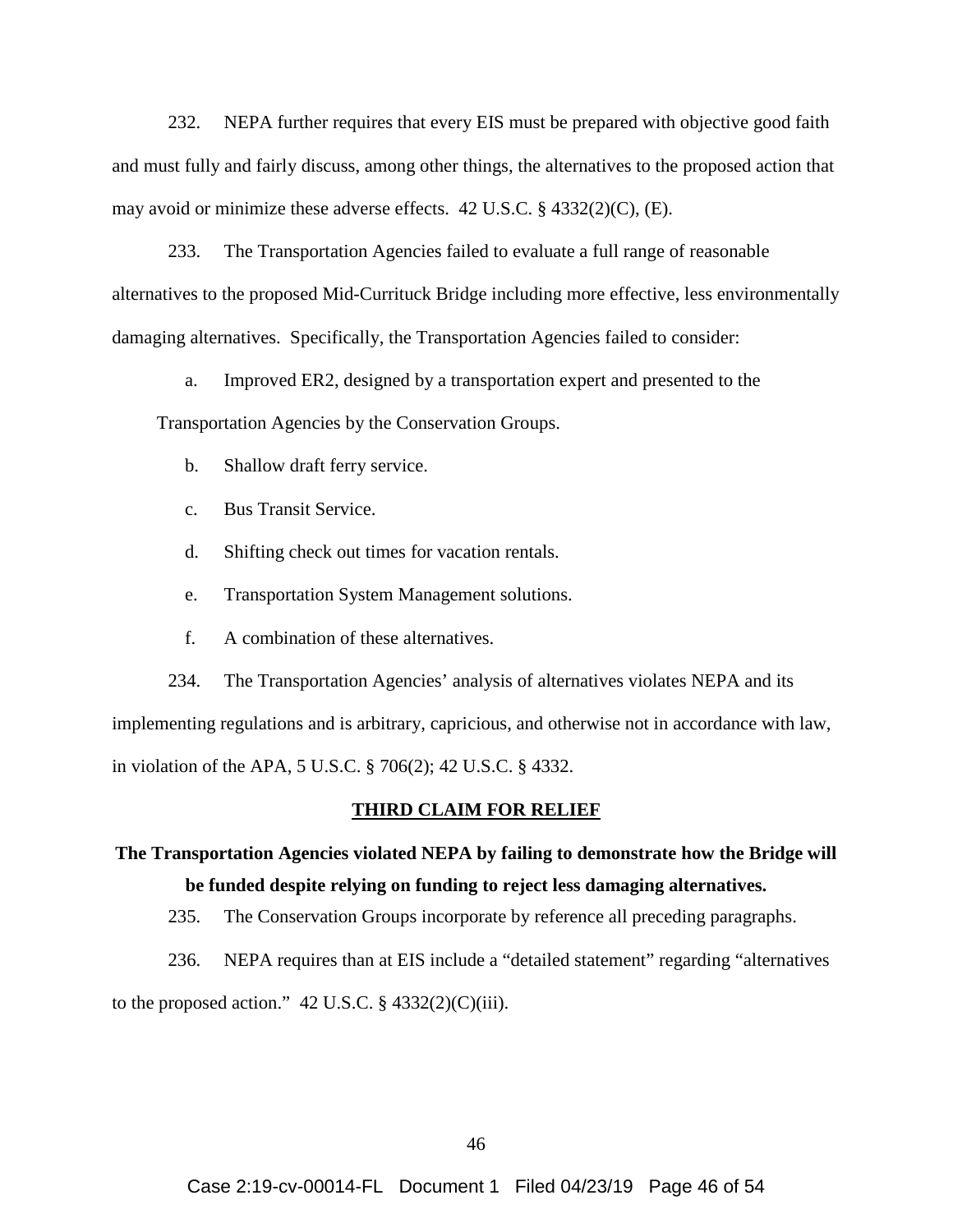232. NEPA further requires that every EIS must be prepared with objective good faith and must fully and fairly discuss, among other things, the alternatives to the proposed action that may avoid or minimize these adverse effects. 42 U.S.C. § 4332(2)(C), (E).

233. The Transportation Agencies failed to evaluate a full range of reasonable alternatives to the proposed Mid-Currituck Bridge including more effective, less environmentally damaging alternatives. Specifically, the Transportation Agencies failed to consider:

a. Improved ER2, designed by a transportation expert and presented to the Transportation Agencies by the Conservation Groups.

b. Shallow draft ferry service.

c. Bus Transit Service.

d. Shifting check out times for vacation rentals.

e. Transportation System Management solutions.

f. A combination of these alternatives.

234. The Transportation Agencies' analysis of alternatives violates NEPA and its implementing regulations and is arbitrary, capricious, and otherwise not in accordance with law, in violation of the APA, 5 U.S.C. § 706(2); 42 U.S.C. § 4332.

## THIRD CLAIM FOR RELIEF

**The Transportation Agencies violated NEPA by failing to demonstrate how the Bridge will be funded despite relying on funding to reject less damaging alternatives.**

235. The Conservation Groups incorporate by reference all preceding paragraphs.

236. NEPA requires than at EIS include a "detailed statement" regarding "alternatives to the proposed action." 42 U.S.C. § 4332(2)(C)(iii).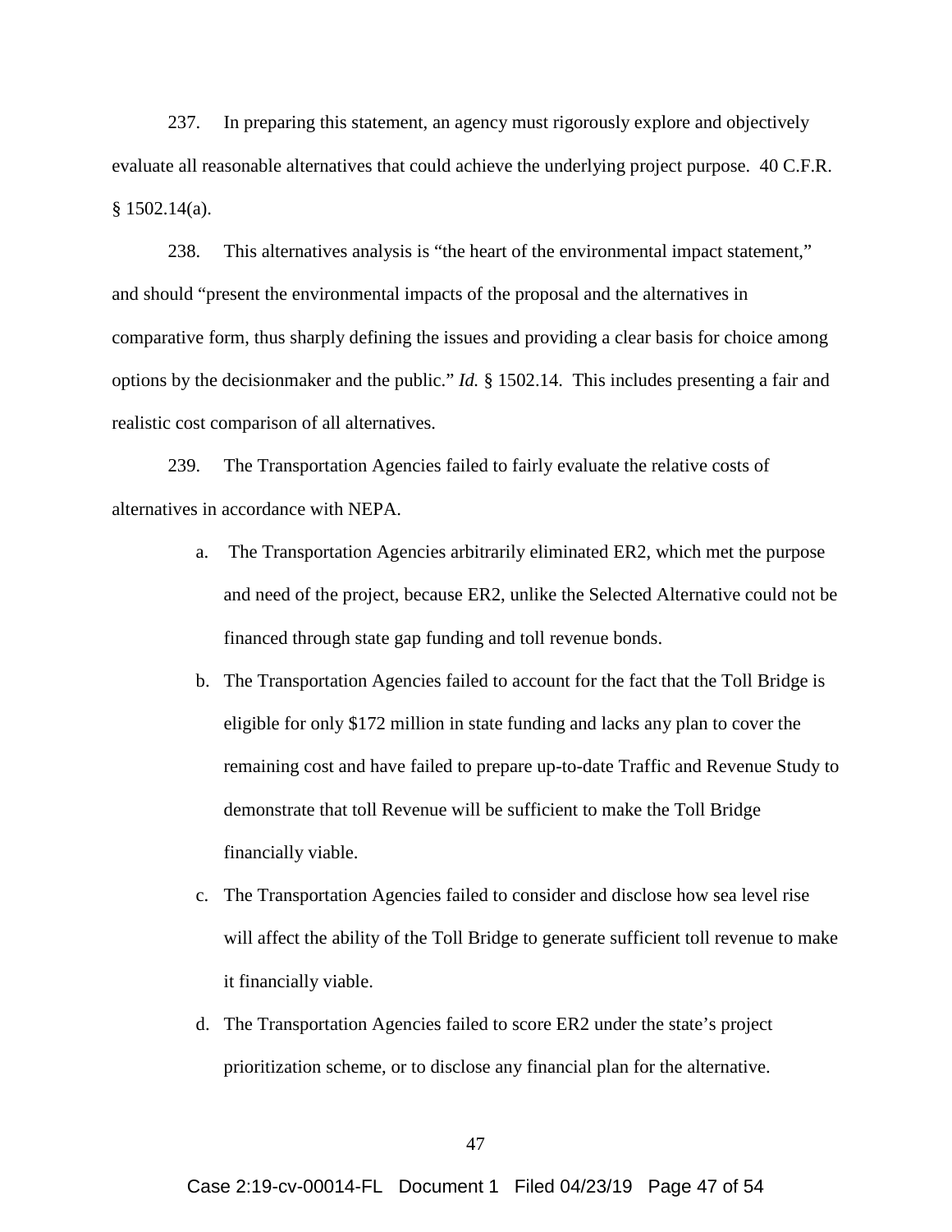237. In preparing this statement, an agency must rigorously explore and objectively evaluate all reasonable alternatives that could achieve the underlying project purpose. 40 C.F.R. § 1502.14(a).

238. This alternatives analysis is "the heart of the environmental impact statement," and should "present the environmental impacts of the proposal and the alternatives in comparative form, thus sharply defining the issues and providing a clear basis for choice among options by the decisionmaker and the public." *Id.* § 1502.14. This includes presenting a fair and realistic cost comparison of all alternatives.

239. The Transportation Agencies failed to fairly evaluate the relative costs of alternatives in accordance with NEPA.

a. The Transportation Agencies arbitrarily eliminated ER2, which met the purpose and need of the project, because ER2, unlike the Selected Alternative could not be financed through state gap funding and toll revenue bonds.

b. The Transportation Agencies failed to account for the fact that the Toll Bridge is eligible for only $172 million in state funding and lacks any plan to cover the remaining cost and have failed to prepare up-to-date Traffic and Revenue Study to demonstrate that toll Revenue will be sufficient to make the Toll Bridge financially viable.

c. The Transportation Agencies failed to consider and disclose how sea level rise will affect the ability of the Toll Bridge to generate sufficient toll revenue to make it financially viable.

d. The Transportation Agencies failed to score ER2 under the state's project prioritization scheme, or to disclose any financial plan for the alternative.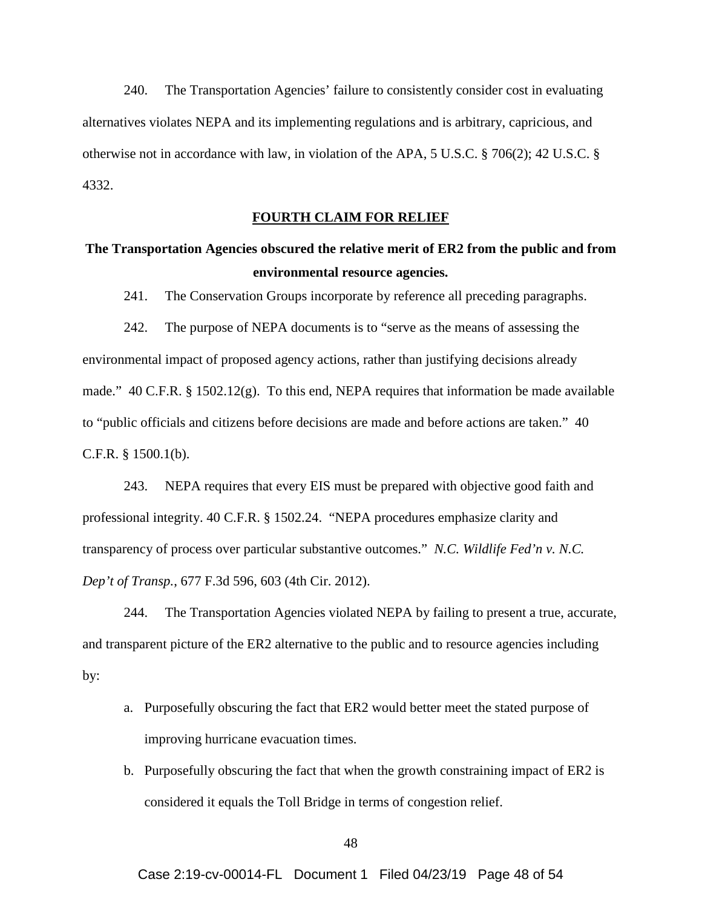240. The Transportation Agencies' failure to consistently consider cost in evaluating alternatives violates NEPA and its implementing regulations and is arbitrary, capricious, and otherwise not in accordance with law, in violation of the APA, 5 U.S.C. § 706(2); 42 U.S.C. § 4332.

## FOURTH CLAIM FOR RELIEF

### The Transportation Agencies obscured the relative merit of ER2 from the public and from environmental resource agencies.

241. The Conservation Groups incorporate by reference all preceding paragraphs.

242. The purpose of NEPA documents is to "serve as the means of assessing the environmental impact of proposed agency actions, rather than justifying decisions already made." 40 C.F.R. § 1502.12(g). To this end, NEPA requires that information be made available to "public officials and citizens before decisions are made and before actions are taken." 40 C.F.R. § 1500.1(b).

243. NEPA requires that every EIS must be prepared with objective good faith and professional integrity. 40 C.F.R. § 1502.24. "NEPA procedures emphasize clarity and transparency of process over particular substantive outcomes." *N.C. Wildlife Fed'n v. N.C. Dep't of Transp.*, 677 F.3d 596, 603 (4th Cir. 2012).

244. The Transportation Agencies violated NEPA by failing to present a true, accurate, and transparent picture of the ER2 alternative to the public and to resource agencies including by:

a. Purposefully obscuring the fact that ER2 would better meet the stated purpose of improving hurricane evacuation times.

b. Purposefully obscuring the fact that when the growth constraining impact of ER2 is considered it equals the Toll Bridge in terms of congestion relief.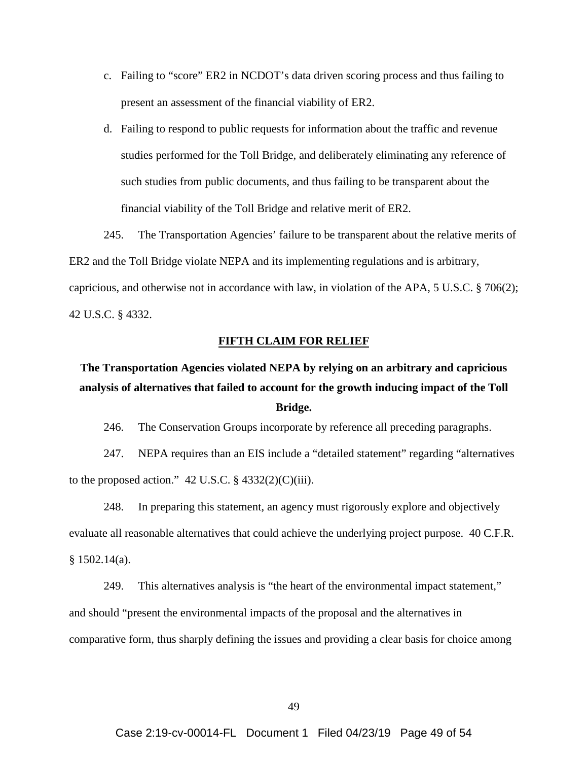c. Failing to "score" ER2 in NCDOT's data driven scoring process and thus failing to present an assessment of the financial viability of ER2.

d. Failing to respond to public requests for information about the traffic and revenue studies performed for the Toll Bridge, and deliberately eliminating any reference of such studies from public documents, and thus failing to be transparent about the financial viability of the Toll Bridge and relative merit of ER2.

245. The Transportation Agencies' failure to be transparent about the relative merits of ER2 and the Toll Bridge violate NEPA and its implementing regulations and is arbitrary, capricious, and otherwise not in accordance with law, in violation of the APA, 5 U.S.C. § 706(2); 42 U.S.C. § 4332.

## FIFTH CLAIM FOR RELIEF

### The Transportation Agencies violated NEPA by relying on an arbitrary and capricious analysis of alternatives that failed to account for the growth inducing impact of the Toll Bridge.

246. The Conservation Groups incorporate by reference all preceding paragraphs.

247. NEPA requires than an EIS include a "detailed statement" regarding "alternatives to the proposed action." 42 U.S.C. § 4332(2)(C)(iii).

248. In preparing this statement, an agency must rigorously explore and objectively evaluate all reasonable alternatives that could achieve the underlying project purpose. 40 C.F.R. § 1502.14(a).

249. This alternatives analysis is "the heart of the environmental impact statement," and should "present the environmental impacts of the proposal and the alternatives in comparative form, thus sharply defining the issues and providing a clear basis for choice among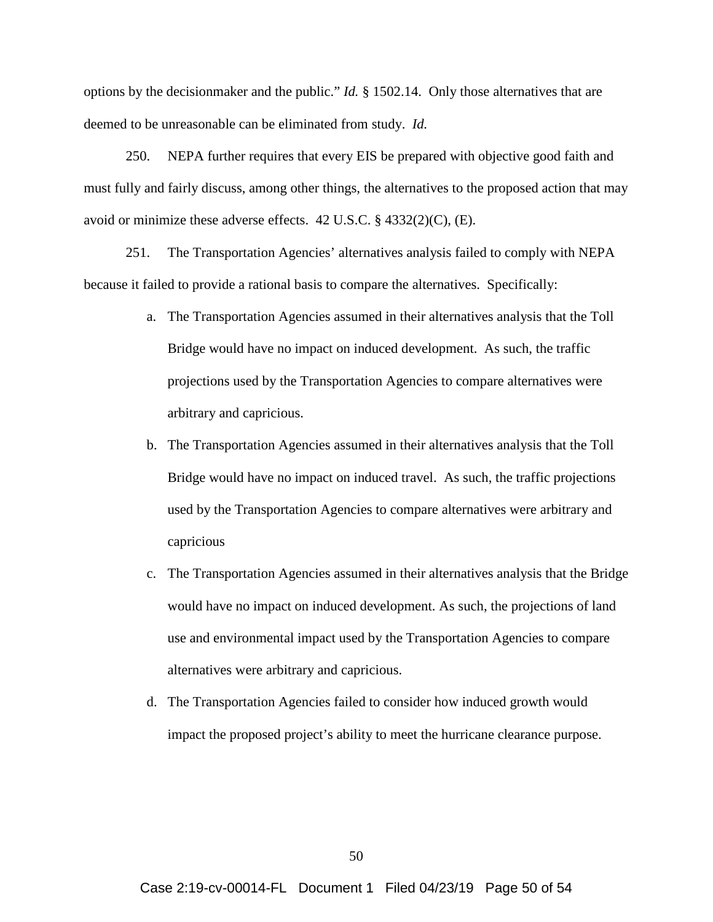options by the decisionmaker and the public." *Id.* § 1502.14. Only those alternatives that are deemed to be unreasonable can be eliminated from study. *Id.*

250. NEPA further requires that every EIS be prepared with objective good faith and must fully and fairly discuss, among other things, the alternatives to the proposed action that may avoid or minimize these adverse effects. 42 U.S.C. § 4332(2)(C), (E).

251. The Transportation Agencies' alternatives analysis failed to comply with NEPA because it failed to provide a rational basis to compare the alternatives. Specifically:

a. The Transportation Agencies assumed in their alternatives analysis that the Toll Bridge would have no impact on induced development. As such, the traffic projections used by the Transportation Agencies to compare alternatives were arbitrary and capricious.

b. The Transportation Agencies assumed in their alternatives analysis that the Toll Bridge would have no impact on induced travel. As such, the traffic projections used by the Transportation Agencies to compare alternatives were arbitrary and capricious

c. The Transportation Agencies assumed in their alternatives analysis that the Bridge would have no impact on induced development. As such, the projections of land use and environmental impact used by the Transportation Agencies to compare alternatives were arbitrary and capricious.

d. The Transportation Agencies failed to consider how induced growth would impact the proposed project's ability to meet the hurricane clearance purpose.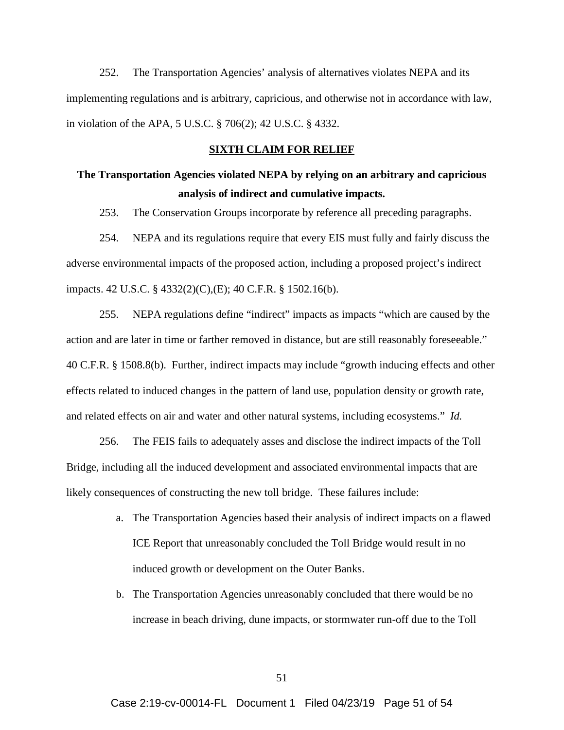252. The Transportation Agencies' analysis of alternatives violates NEPA and its implementing regulations and is arbitrary, capricious, and otherwise not in accordance with law, in violation of the APA, 5 U.S.C. § 706(2); 42 U.S.C. § 4332.

## SIXTH CLAIM FOR RELIEF

### The Transportation Agencies violated NEPA by relying on an arbitrary and capricious analysis of indirect and cumulative impacts.

253. The Conservation Groups incorporate by reference all preceding paragraphs.

254. NEPA and its regulations require that every EIS must fully and fairly discuss the adverse environmental impacts of the proposed action, including a proposed project's indirect impacts. 42 U.S.C. § 4332(2)(C),(E); 40 C.F.R. § 1502.16(b).

255. NEPA regulations define "indirect" impacts as impacts "which are caused by the action and are later in time or farther removed in distance, but are still reasonably foreseeable." 40 C.F.R. § 1508.8(b). Further, indirect impacts may include "growth inducing effects and other effects related to induced changes in the pattern of land use, population density or growth rate, and related effects on air and water and other natural systems, including ecosystems." *Id.*

256. The FEIS fails to adequately asses and disclose the indirect impacts of the Toll Bridge, including all the induced development and associated environmental impacts that are likely consequences of constructing the new toll bridge. These failures include:

a. The Transportation Agencies based their analysis of indirect impacts on a flawed ICE Report that unreasonably concluded the Toll Bridge would result in no induced growth or development on the Outer Banks.

b. The Transportation Agencies unreasonably concluded that there would be no increase in beach driving, dune impacts, or stormwater run-off due to the Toll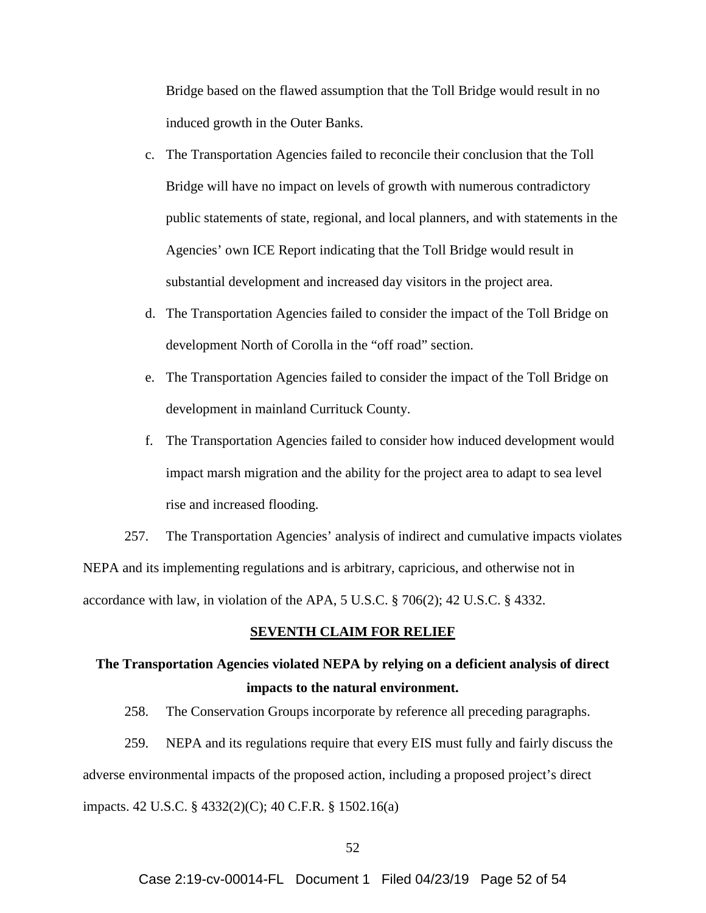Bridge based on the flawed assumption that the Toll Bridge would result in no induced growth in the Outer Banks.

c. The Transportation Agencies failed to reconcile their conclusion that the Toll Bridge will have no impact on levels of growth with numerous contradictory public statements of state, regional, and local planners, and with statements in the Agencies' own ICE Report indicating that the Toll Bridge would result in substantial development and increased day visitors in the project area.

d. The Transportation Agencies failed to consider the impact of the Toll Bridge on development North of Corolla in the "off road" section.

e. The Transportation Agencies failed to consider the impact of the Toll Bridge on development in mainland Currituck County.

f. The Transportation Agencies failed to consider how induced development would impact marsh migration and the ability for the project area to adapt to sea level rise and increased flooding.

257. The Transportation Agencies' analysis of indirect and cumulative impacts violates NEPA and its implementing regulations and is arbitrary, capricious, and otherwise not in accordance with law, in violation of the APA, 5 U.S.C. § 706(2); 42 U.S.C. § 4332.

**SEVENTH CLAIM FOR RELIEF**

**The Transportation Agencies violated NEPA by relying on a deficient analysis of direct impacts to the natural environment.**

258. The Conservation Groups incorporate by reference all preceding paragraphs.

259. NEPA and its regulations require that every EIS must fully and fairly discuss the adverse environmental impacts of the proposed action, including a proposed project's direct impacts. 42 U.S.C. § 4332(2)(C); 40 C.F.R. § 1502.16(a)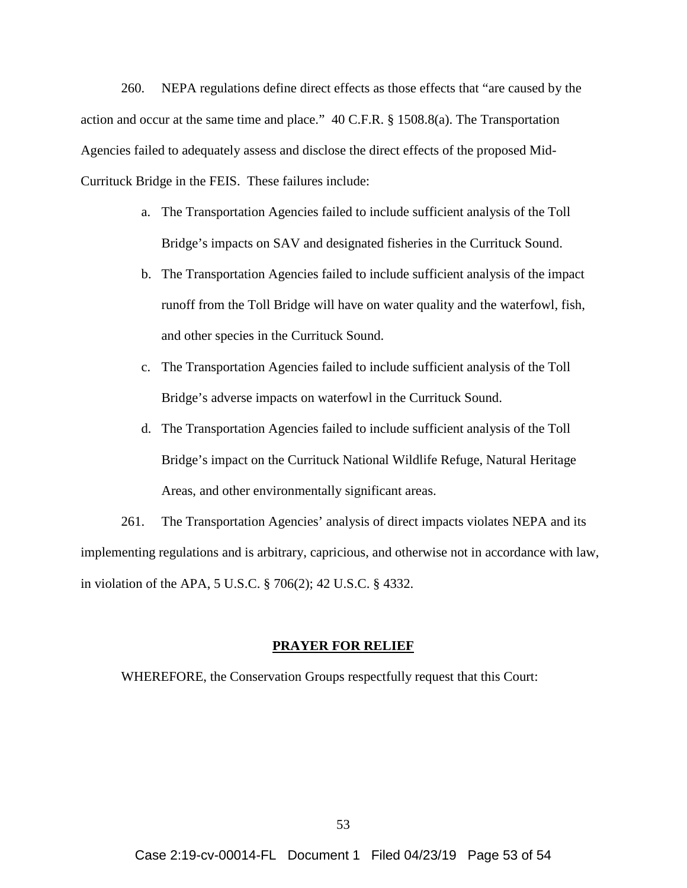260. NEPA regulations define direct effects as those effects that "are caused by the action and occur at the same time and place." 40 C.F.R. § 1508.8(a). The Transportation Agencies failed to adequately assess and disclose the direct effects of the proposed Mid-Currituck Bridge in the FEIS. These failures include:

a. The Transportation Agencies failed to include sufficient analysis of the Toll Bridge's impacts on SAV and designated fisheries in the Currituck Sound.

b. The Transportation Agencies failed to include sufficient analysis of the impact runoff from the Toll Bridge will have on water quality and the waterfowl, fish, and other species in the Currituck Sound.

c. The Transportation Agencies failed to include sufficient analysis of the Toll Bridge's adverse impacts on waterfowl in the Currituck Sound.

d. The Transportation Agencies failed to include sufficient analysis of the Toll Bridge's impact on the Currituck National Wildlife Refuge, Natural Heritage Areas, and other environmentally significant areas.

261. The Transportation Agencies' analysis of direct impacts violates NEPA and its implementing regulations and is arbitrary, capricious, and otherwise not in accordance with law, in violation of the APA, 5 U.S.C. § 706(2); 42 U.S.C. § 4332.

## PRAYER FOR RELIEF

WHEREFORE, the Conservation Groups respectfully request that this Court: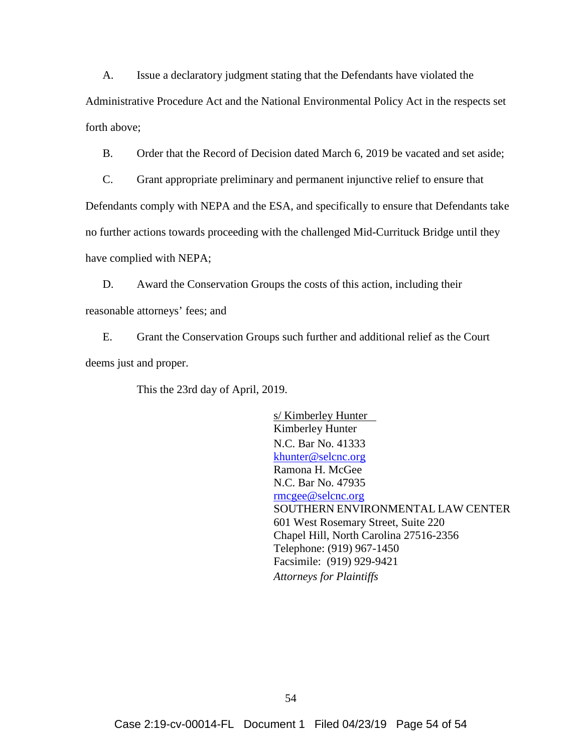A. Issue a declaratory judgment stating that the Defendants have violated the Administrative Procedure Act and the National Environmental Policy Act in the respects set forth above;

B. Order that the Record of Decision dated March 6, 2019 be vacated and set aside;

C. Grant appropriate preliminary and permanent injunctive relief to ensure that Defendants comply with NEPA and the ESA, and specifically to ensure that Defendants take no further actions towards proceeding with the challenged Mid-Currituck Bridge until they have complied with NEPA;

D. Award the Conservation Groups the costs of this action, including their reasonable attorneys' fees; and

E. Grant the Conservation Groups such further and additional relief as the Court deems just and proper.

This the 23rd day of April, 2019.

s/ Kimberley Hunter
Kimberley Hunter
N.C. Bar No. 41333
khunter@selcnc.org
Ramona H. McGee
N.C. Bar No. 47935
rmcgee@selcnc.org
SOUTHERN ENVIRONMENTAL LAW CENTER
601 West Rosemary Street, Suite 220
Chapel Hill, North Carolina 27516-2356
Telephone: (919) 967-1450
Facsimile: (919) 929-9421
*Attorneys for Plaintiffs*